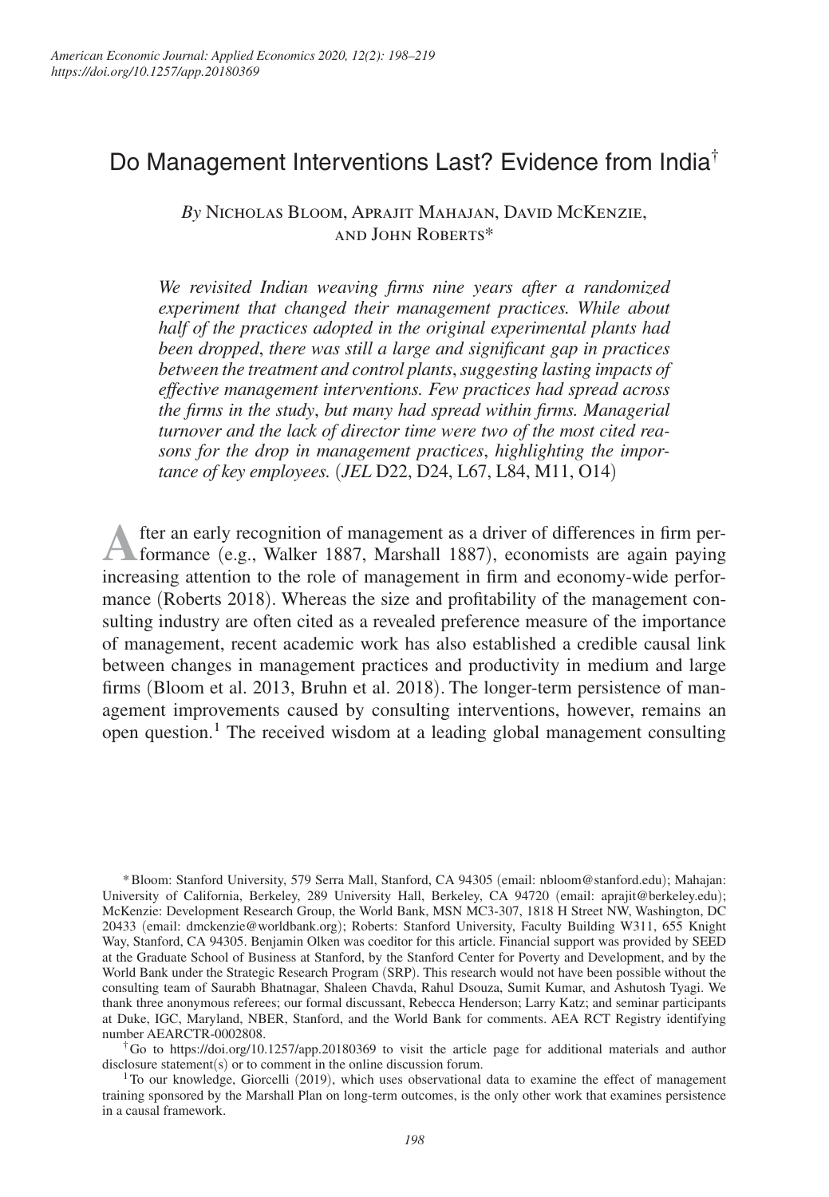# Do Management Interventions Last? Evidence from India[†]

*By* Nicholas Bloom, Aprajit Mahajan, David McKenzie, and John Roberts*

*We revisited Indian weaving firms nine years after a randomized experiment that changed their management practices. While about half of the practices adopted in the original experimental plants had been dropped, there was still a large and significant gap in practices between the treatment and control plants, suggesting lasting impacts of effective management interventions. Few practices had spread across the firms in the study, but many had spread within firms. Managerial turnover and the lack of director time were two of the most cited reasons for the drop in management practices, highlighting the importance of key employees.* (*JEL* D22, D24, L67, L84, M11, O14)

After an early recognition of management as a driver of differences in firm performance (e.g., Walker 1887, Marshall 1887), economists are again paying increasing attention to the role of management in firm and economy-wide performance (Roberts 2018). Whereas the size and profitability of the management consulting industry are often cited as a revealed preference measure of the importance of management, recent academic work has also established a credible causal link between changes in management practices and productivity in medium and large firms (Bloom et al. 2013, Bruhn et al. 2018). The longer-term persistence of management improvements caused by consulting interventions, however, remains an open question.[1] The received wisdom at a leading global management consulting

---

*Bloom: Stanford University, 579 Serra Mall, Stanford, CA 94305 (email: nbloom@stanford.edu); Mahajan: University of California, Berkeley, 289 University Hall, Berkeley, CA 94720 (email: aprajit@berkeley.edu); McKenzie: Development Research Group, the World Bank, MSN MC3-307, 1818 H Street NW, Washington, DC 20433 (email: dmckenzie@worldbank.org); Roberts: Stanford University, Faculty Building W311, 655 Knight Way, Stanford, CA 94305. Benjamin Olken was coeditor for this article. Financial support was provided by SEED at the Graduate School of Business at Stanford, by the Stanford Center for Poverty and Development, and by the World Bank under the Strategic Research Program (SRP). This research would not have been possible without the consulting team of Saurabh Bhatnagar, Shaleen Chavda, Rahul Dsouza, Sumit Kumar, and Ashutosh Tyagi. We thank three anonymous referees; our formal discussant, Rebecca Henderson; Larry Katz; and seminar participants at Duke, IGC, Maryland, NBER, Stanford, and the World Bank for comments. AEA RCT Registry identifying number AEARCTR-0002808.

[†]Go to https://doi.org/10.1257/app.20180369 to visit the article page for additional materials and author disclosure statement(s) or to comment in the online discussion forum.

[1]To our knowledge, Giorcelli (2019), which uses observational data to examine the effect of management training sponsored by the Marshall Plan on long-term outcomes, is the only other work that examines persistence in a causal framework.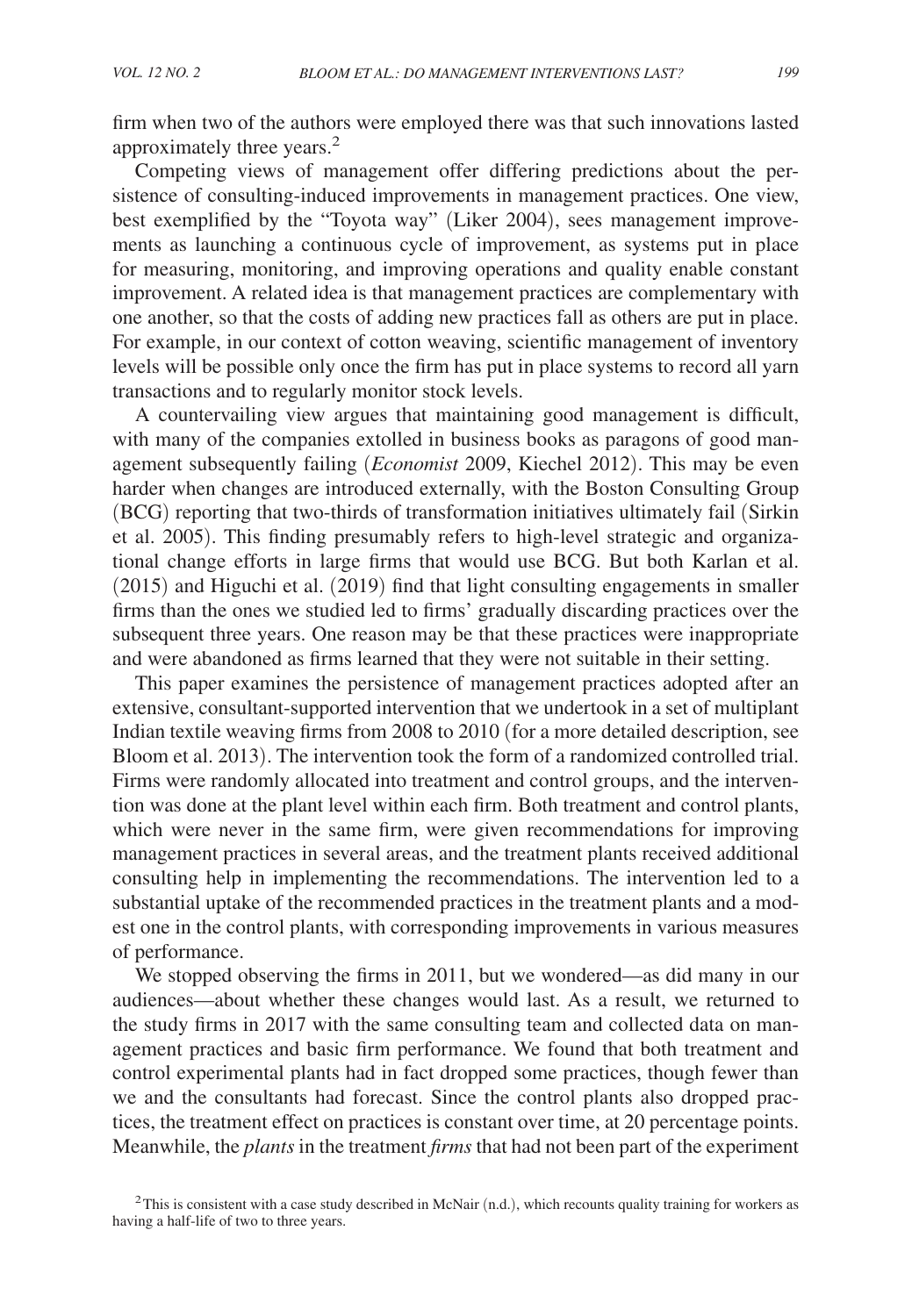firm when two of the authors were employed there was that such innovations lasted approximately three years.[2]

Competing views of management offer differing predictions about the persistence of consulting-induced improvements in management practices. One view, best exemplified by the "Toyota way" (Liker 2004), sees management improvements as launching a continuous cycle of improvement, as systems put in place for measuring, monitoring, and improving operations and quality enable constant improvement. A related idea is that management practices are complementary with one another, so that the costs of adding new practices fall as others are put in place. For example, in our context of cotton weaving, scientific management of inventory levels will be possible only once the firm has put in place systems to record all yarn transactions and to regularly monitor stock levels.

A countervailing view argues that maintaining good management is difficult, with many of the companies extolled in business books as paragons of good management subsequently failing (*Economist* 2009, Kiechel 2012). This may be even harder when changes are introduced externally, with the Boston Consulting Group (BCG) reporting that two-thirds of transformation initiatives ultimately fail (Sirkin et al. 2005). This finding presumably refers to high-level strategic and organizational change efforts in large firms that would use BCG. But both Karlan et al. (2015) and Higuchi et al. (2019) find that light consulting engagements in smaller firms than the ones we studied led to firms' gradually discarding practices over the subsequent three years. One reason may be that these practices were inappropriate and were abandoned as firms learned that they were not suitable in their setting.

This paper examines the persistence of management practices adopted after an extensive, consultant-supported intervention that we undertook in a set of multiplant Indian textile weaving firms from 2008 to 2010 (for a more detailed description, see Bloom et al. 2013). The intervention took the form of a randomized controlled trial. Firms were randomly allocated into treatment and control groups, and the intervention was done at the plant level within each firm. Both treatment and control plants, which were never in the same firm, were given recommendations for improving management practices in several areas, and the treatment plants received additional consulting help in implementing the recommendations. The intervention led to a substantial uptake of the recommended practices in the treatment plants and a modest one in the control plants, with corresponding improvements in various measures of performance.

We stopped observing the firms in 2011, but we wondered—as did many in our audiences—about whether these changes would last. As a result, we returned to the study firms in 2017 with the same consulting team and collected data on management practices and basic firm performance. We found that both treatment and control experimental plants had in fact dropped some practices, though fewer than we and the consultants had forecast. Since the control plants also dropped practices, the treatment effect on practices is constant over time, at 20 percentage points. Meanwhile, the *plants* in the treatment *firms* that had not been part of the experiment

[2] This is consistent with a case study described in McNair (n.d.), which recounts quality training for workers as having a half-life of two to three years.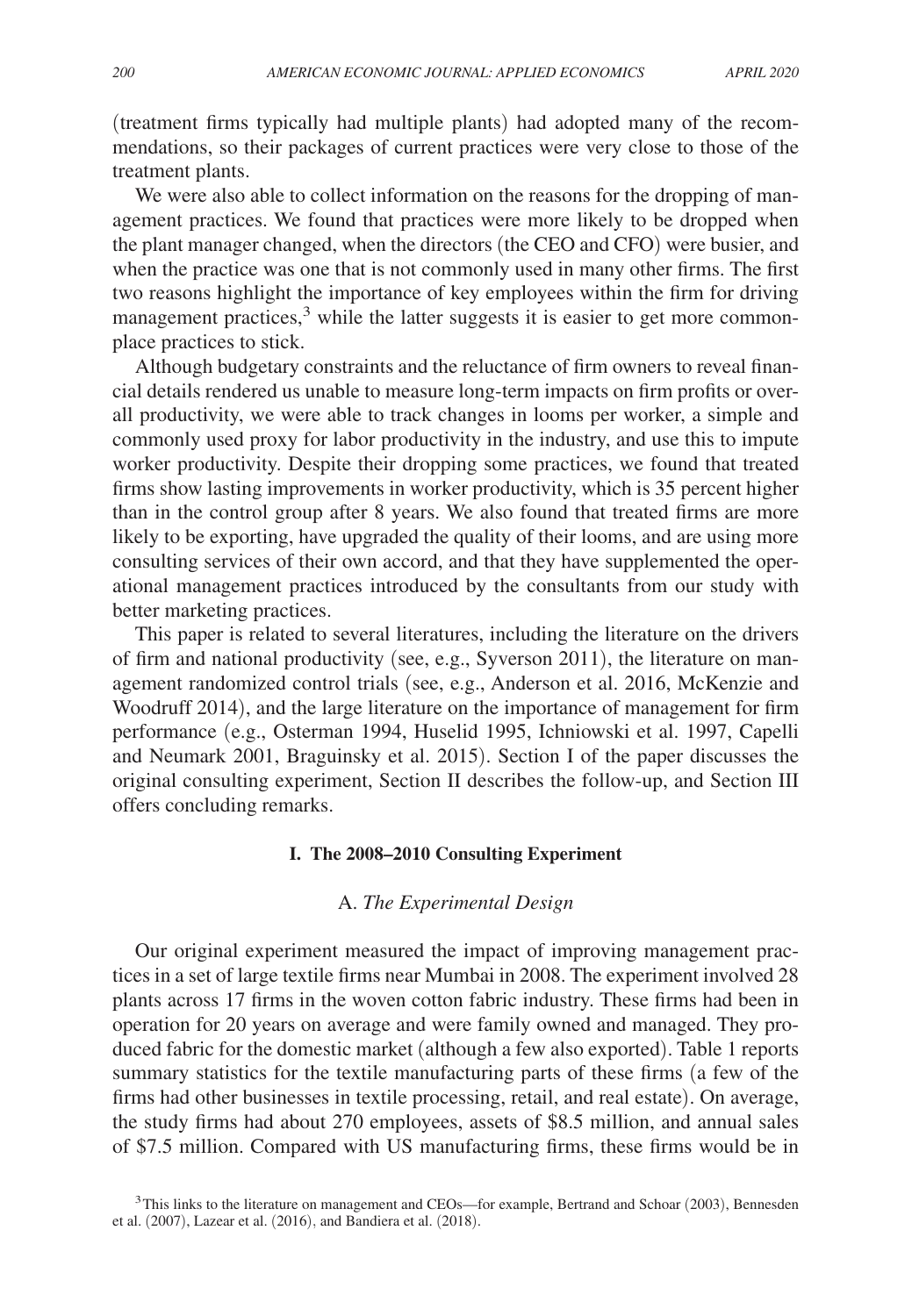(treatment firms typically had multiple plants) had adopted many of the recommendations, so their packages of current practices were very close to those of the treatment plants.

We were also able to collect information on the reasons for the dropping of management practices. We found that practices were more likely to be dropped when the plant manager changed, when the directors (the CEO and CFO) were busier, and when the practice was one that is not commonly used in many other firms. The first two reasons highlight the importance of key employees within the firm for driving management practices,[3] while the latter suggests it is easier to get more commonplace practices to stick.

Although budgetary constraints and the reluctance of firm owners to reveal financial details rendered us unable to measure long-term impacts on firm profits or overall productivity, we were able to track changes in looms per worker, a simple and commonly used proxy for labor productivity in the industry, and use this to impute worker productivity. Despite their dropping some practices, we found that treated firms show lasting improvements in worker productivity, which is 35 percent higher than in the control group after 8 years. We also found that treated firms are more likely to be exporting, have upgraded the quality of their looms, and are using more consulting services of their own accord, and that they have supplemented the operational management practices introduced by the consultants from our study with better marketing practices.

This paper is related to several literatures, including the literature on the drivers of firm and national productivity (see, e.g., Syverson 2011), the literature on management randomized control trials (see, e.g., Anderson et al. 2016, McKenzie and Woodruff 2014), and the large literature on the importance of management for firm performance (e.g., Osterman 1994, Huselid 1995, Ichniowski et al. 1997, Capelli and Neumark 2001, Braguinsky et al. 2015). Section I of the paper discusses the original consulting experiment, Section II describes the follow-up, and Section III offers concluding remarks.

## I. The 2008–2010 Consulting Experiment

### A. *The Experimental Design*

Our original experiment measured the impact of improving management practices in a set of large textile firms near Mumbai in 2008. The experiment involved 28 plants across 17 firms in the woven cotton fabric industry. These firms had been in operation for 20 years on average and were family owned and managed. They produced fabric for the domestic market (although a few also exported). Table 1 reports summary statistics for the textile manufacturing parts of these firms (a few of the firms had other businesses in textile processing, retail, and real estate). On average, the study firms had about 270 employees, assets of \$8.5 million, and annual sales of \$7.5 million. Compared with US manufacturing firms, these firms would be in

[3] This links to the literature on management and CEOs—for example, Bertrand and Schoar (2003), Bennesden et al. (2007), Lazear et al. (2016), and Bandiera et al. (2018).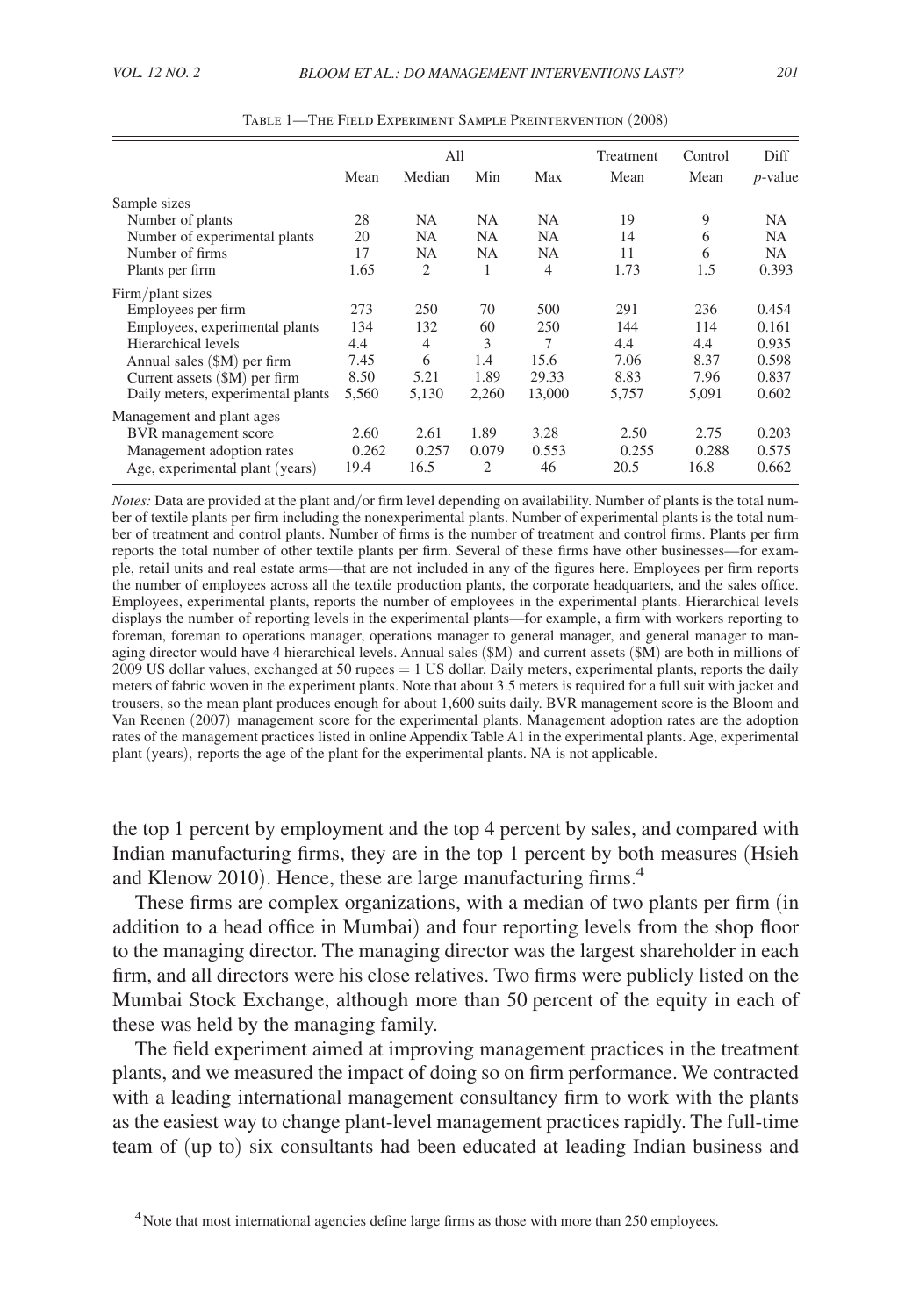Table 1—The Field Experiment Sample Preintervention (2008)

| | All | | | | Treatment | Control | Diff |
|---|---|---|---|---|---|---|---|
| | Mean | Median | Min | Max | Mean | Mean | $p$-value |
| Sample sizes | | | | | | | |
| Number of plants | 28 | NA | NA | NA | 19 | 9 | NA |
| Number of experimental plants | 20 | NA | NA | NA | 14 | 6 | NA |
| Number of firms | 17 | NA | NA | NA | 11 | 6 | NA |
| Plants per firm | 1.65 | 2 | 1 | 4 | 1.73 | 1.5 | 0.393 |
| Firm/plant sizes | | | | | | | |
| Employees per firm | 273 | 250 | 70 | 500 | 291 | 236 | 0.454 |
| Employees, experimental plants | 134 | 132 | 60 | 250 | 144 | 114 | 0.161 |
| Hierarchical levels | 4.4 | 4 | 3 | 7 | 4.4 | 4.4 | 0.935 |
| Annual sales ($M) per firm | 7.45 | 6 | 1.4 | 15.6 | 7.06 | 8.37 | 0.598 |
| Current assets ($M) per firm | 8.50 | 5.21 | 1.89 | 29.33 | 8.83 | 7.96 | 0.837 |
| Daily meters, experimental plants | 5,560 | 5,130 | 2,260 | 13,000 | 5,757 | 5,091 | 0.602 |
| Management and plant ages | | | | | | | |
| BVR management score | 2.60 | 2.61 | 1.89 | 3.28 | 2.50 | 2.75 | 0.203 |
| Management adoption rates | 0.262 | 0.257 | 0.079 | 0.553 | 0.255 | 0.288 | 0.575 |
| Age, experimental plant (years) | 19.4 | 16.5 | 2 | 46 | 20.5 | 16.8 | 0.662 |

*Notes:* Data are provided at the plant and/or firm level depending on availability. Number of plants is the total number of textile plants per firm including the nonexperimental plants. Number of experimental plants is the total number of treatment and control plants. Number of firms is the number of treatment and control firms. Plants per firm reports the total number of other textile plants per firm. Several of these firms have other businesses—for example, retail units and real estate arms—that are not included in any of the figures here. Employees per firm reports the number of employees across all the textile production plants, the corporate headquarters, and the sales office. Employees, experimental plants, reports the number of employees in the experimental plants. Hierarchical levels displays the number of reporting levels in the experimental plants—for example, a firm with workers reporting to foreman, foreman to operations manager, operations manager to general manager, and general manager to managing director would have 4 hierarchical levels. Annual sales ($M) and current assets ($M) are both in millions of 2009 US dollar values, exchanged at 50 rupees = 1 US dollar. Daily meters, experimental plants, reports the daily meters of fabric woven in the experiment plants. Note that about 3.5 meters is required for a full suit with jacket and trousers, so the mean plant produces enough for about 1,600 suits daily. BVR management score is the Bloom and Van Reenen (2007) management score for the experimental plants. Management adoption rates are the adoption rates of the management practices listed in online Appendix Table A1 in the experimental plants. Age, experimental plant (years), reports the age of the plant for the experimental plants. NA is not applicable.

the top 1 percent by employment and the top 4 percent by sales, and compared with Indian manufacturing firms, they are in the top 1 percent by both measures (Hsieh and Klenow 2010). Hence, these are large manufacturing firms.[4]

These firms are complex organizations, with a median of two plants per firm (in addition to a head office in Mumbai) and four reporting levels from the shop floor to the managing director. The managing director was the largest shareholder in each firm, and all directors were his close relatives. Two firms were publicly listed on the Mumbai Stock Exchange, although more than 50 percent of the equity in each of these was held by the managing family.

The field experiment aimed at improving management practices in the treatment plants, and we measured the impact of doing so on firm performance. We contracted with a leading international management consultancy firm to work with the plants as the easiest way to change plant-level management practices rapidly. The full-time team of (up to) six consultants had been educated at leading Indian business and

[4] Note that most international agencies define large firms as those with more than 250 employees.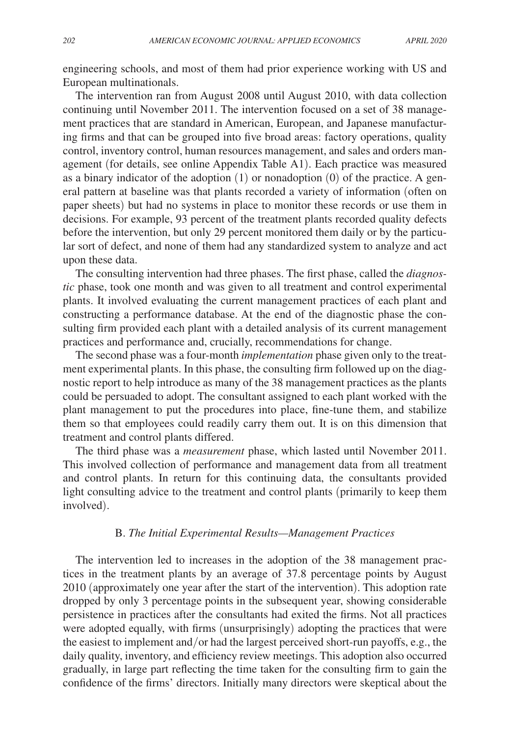engineering schools, and most of them had prior experience working with US and European multinationals.

The intervention ran from August 2008 until August 2010, with data collection continuing until November 2011. The intervention focused on a set of 38 management practices that are standard in American, European, and Japanese manufacturing firms and that can be grouped into five broad areas: factory operations, quality control, inventory control, human resources management, and sales and orders management (for details, see online Appendix Table A1). Each practice was measured as a binary indicator of the adoption (1) or nonadoption (0) of the practice. A general pattern at baseline was that plants recorded a variety of information (often on paper sheets) but had no systems in place to monitor these records or use them in decisions. For example, 93 percent of the treatment plants recorded quality defects before the intervention, but only 29 percent monitored them daily or by the particular sort of defect, and none of them had any standardized system to analyze and act upon these data.

The consulting intervention had three phases. The first phase, called the *diagnostic* phase, took one month and was given to all treatment and control experimental plants. It involved evaluating the current management practices of each plant and constructing a performance database. At the end of the diagnostic phase the consulting firm provided each plant with a detailed analysis of its current management practices and performance and, crucially, recommendations for change.

The second phase was a four-month *implementation* phase given only to the treatment experimental plants. In this phase, the consulting firm followed up on the diagnostic report to help introduce as many of the 38 management practices as the plants could be persuaded to adopt. The consultant assigned to each plant worked with the plant management to put the procedures into place, fine-tune them, and stabilize them so that employees could readily carry them out. It is on this dimension that treatment and control plants differed.

The third phase was a *measurement* phase, which lasted until November 2011. This involved collection of performance and management data from all treatment and control plants. In return for this continuing data, the consultants provided light consulting advice to the treatment and control plants (primarily to keep them involved).

### B. *The Initial Experimental Results—Management Practices*

The intervention led to increases in the adoption of the 38 management practices in the treatment plants by an average of 37.8 percentage points by August 2010 (approximately one year after the start of the intervention). This adoption rate dropped by only 3 percentage points in the subsequent year, showing considerable persistence in practices after the consultants had exited the firms. Not all practices were adopted equally, with firms (unsurprisingly) adopting the practices that were the easiest to implement and/or had the largest perceived short-run payoffs, e.g., the daily quality, inventory, and efficiency review meetings. This adoption also occurred gradually, in large part reflecting the time taken for the consulting firm to gain the confidence of the firms' directors. Initially many directors were skeptical about the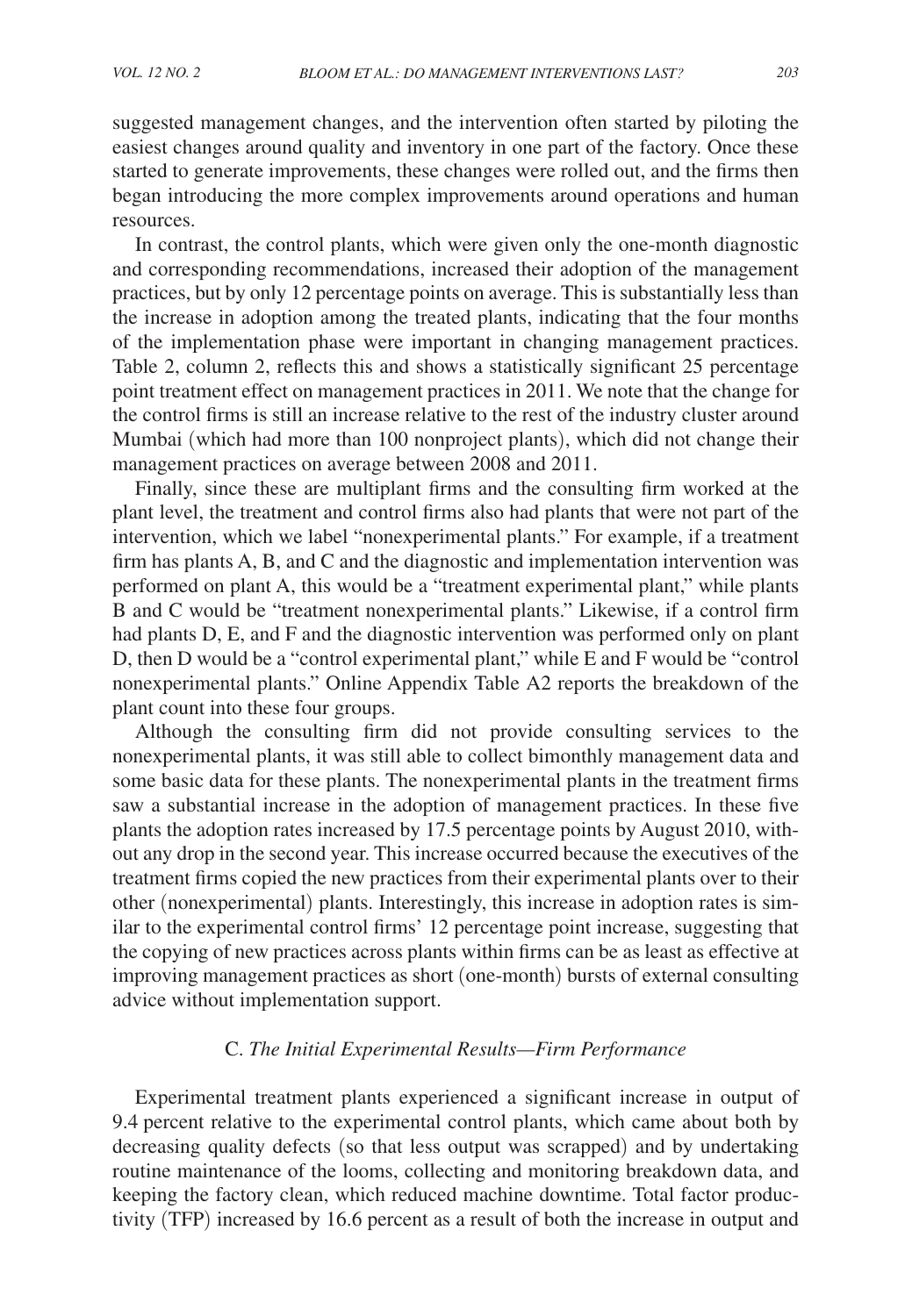suggested management changes, and the intervention often started by piloting the easiest changes around quality and inventory in one part of the factory. Once these started to generate improvements, these changes were rolled out, and the firms then began introducing the more complex improvements around operations and human resources.

In contrast, the control plants, which were given only the one-month diagnostic and corresponding recommendations, increased their adoption of the management practices, but by only 12 percentage points on average. This is substantially less than the increase in adoption among the treated plants, indicating that the four months of the implementation phase were important in changing management practices. Table 2, column 2, reflects this and shows a statistically significant 25 percentage point treatment effect on management practices in 2011. We note that the change for the control firms is still an increase relative to the rest of the industry cluster around Mumbai (which had more than 100 nonproject plants), which did not change their management practices on average between 2008 and 2011.

Finally, since these are multiplant firms and the consulting firm worked at the plant level, the treatment and control firms also had plants that were not part of the intervention, which we label "nonexperimental plants." For example, if a treatment firm has plants A, B, and C and the diagnostic and implementation intervention was performed on plant A, this would be a "treatment experimental plant," while plants B and C would be "treatment nonexperimental plants." Likewise, if a control firm had plants D, E, and F and the diagnostic intervention was performed only on plant D, then D would be a "control experimental plant," while E and F would be "control nonexperimental plants." Online Appendix Table A2 reports the breakdown of the plant count into these four groups.

Although the consulting firm did not provide consulting services to the nonexperimental plants, it was still able to collect bimonthly management data and some basic data for these plants. The nonexperimental plants in the treatment firms saw a substantial increase in the adoption of management practices. In these five plants the adoption rates increased by 17.5 percentage points by August 2010, without any drop in the second year. This increase occurred because the executives of the treatment firms copied the new practices from their experimental plants over to their other (nonexperimental) plants. Interestingly, this increase in adoption rates is similar to the experimental control firms' 12 percentage point increase, suggesting that the copying of new practices across plants within firms can be as least as effective at improving management practices as short (one-month) bursts of external consulting advice without implementation support.

### C. *The Initial Experimental Results—Firm Performance*

Experimental treatment plants experienced a significant increase in output of 9.4 percent relative to the experimental control plants, which came about both by decreasing quality defects (so that less output was scrapped) and by undertaking routine maintenance of the looms, collecting and monitoring breakdown data, and keeping the factory clean, which reduced machine downtime. Total factor productivity (TFP) increased by 16.6 percent as a result of both the increase in output and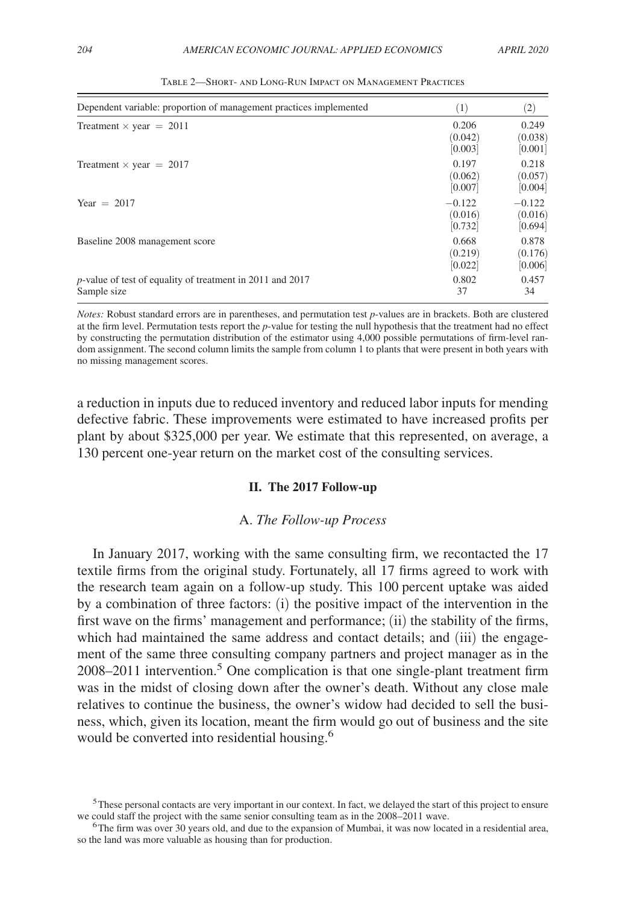Table 2—Short- and Long-Run Impact on Management Practices

| Dependent variable: proportion of management practices implemented | (1) | (2) |
|---|---|---|
| Treatment × year = 2011 | 0.206 | 0.249 |
| | (0.042) | (0.038) |
| | [0.003] | [0.001] |
| Treatment × year = 2017 | 0.197 | 0.218 |
| | (0.062) | (0.057) |
| | [0.007] | [0.004] |
| Year = 2017 | −0.122 | −0.122 |
| | (0.016) | (0.016) |
| | [0.732] | [0.694] |
| Baseline 2008 management score | 0.668 | 0.878 |
| | (0.219) | (0.176) |
| | [0.022] | [0.006] |
| *p*-value of test of equality of treatment in 2011 and 2017 | 0.802 | 0.457 |
| Sample size | 37 | 34 |

*Notes:* Robust standard errors are in parentheses, and permutation test *p*-values are in brackets. Both are clustered at the firm level. Permutation tests report the *p*-value for testing the null hypothesis that the treatment had no effect by constructing the permutation distribution of the estimator using 4,000 possible permutations of firm-level random assignment. The second column limits the sample from column 1 to plants that were present in both years with no missing management scores.

a reduction in inputs due to reduced inventory and reduced labor inputs for mending defective fabric. These improvements were estimated to have increased profits per plant by about $325,000 per year. We estimate that this represented, on average, a 130 percent one-year return on the market cost of the consulting services.

## II. The 2017 Follow-up

### A. *The Follow-up Process*

In January 2017, working with the same consulting firm, we recontacted the 17 textile firms from the original study. Fortunately, all 17 firms agreed to work with the research team again on a follow-up study. This 100 percent uptake was aided by a combination of three factors: (i) the positive impact of the intervention in the first wave on the firms' management and performance; (ii) the stability of the firms, which had maintained the same address and contact details; and (iii) the engagement of the same three consulting company partners and project manager as in the 2008–2011 intervention.[5] One complication is that one single-plant treatment firm was in the midst of closing down after the owner's death. Without any close male relatives to continue the business, the owner's widow had decided to sell the business, which, given its location, meant the firm would go out of business and the site would be converted into residential housing.[6]

[5] These personal contacts are very important in our context. In fact, we delayed the start of this project to ensure we could staff the project with the same senior consulting team as in the 2008–2011 wave.

[6] The firm was over 30 years old, and due to the expansion of Mumbai, it was now located in a residential area, so the land was more valuable as housing than for production.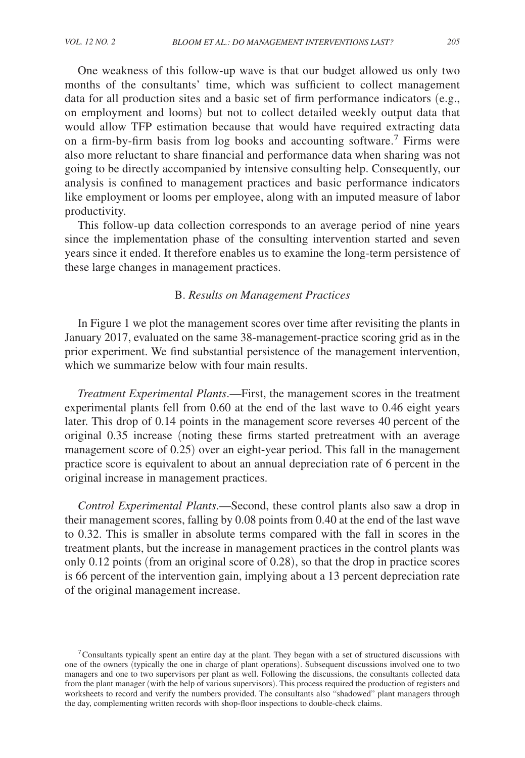One weakness of this follow-up wave is that our budget allowed us only two months of the consultants' time, which was sufficient to collect management data for all production sites and a basic set of firm performance indicators (e.g., on employment and looms) but not to collect detailed weekly output data that would allow TFP estimation because that would have required extracting data on a firm-by-firm basis from log books and accounting software.[7] Firms were also more reluctant to share financial and performance data when sharing was not going to be directly accompanied by intensive consulting help. Consequently, our analysis is confined to management practices and basic performance indicators like employment or looms per employee, along with an imputed measure of labor productivity.

This follow-up data collection corresponds to an average period of nine years since the implementation phase of the consulting intervention started and seven years since it ended. It therefore enables us to examine the long-term persistence of these large changes in management practices.

### B. *Results on Management Practices*

In Figure 1 we plot the management scores over time after revisiting the plants in January 2017, evaluated on the same 38-management-practice scoring grid as in the prior experiment. We find substantial persistence of the management intervention, which we summarize below with four main results.

*Treatment Experimental Plants*.—First, the management scores in the treatment experimental plants fell from 0.60 at the end of the last wave to 0.46 eight years later. This drop of 0.14 points in the management score reverses 40 percent of the original 0.35 increase (noting these firms started pretreatment with an average management score of 0.25) over an eight-year period. This fall in the management practice score is equivalent to about an annual depreciation rate of 6 percent in the original increase in management practices.

*Control Experimental Plants*.—Second, these control plants also saw a drop in their management scores, falling by 0.08 points from 0.40 at the end of the last wave to 0.32. This is smaller in absolute terms compared with the fall in scores in the treatment plants, but the increase in management practices in the control plants was only 0.12 points (from an original score of 0.28), so that the drop in practice scores is 66 percent of the intervention gain, implying about a 13 percent depreciation rate of the original management increase.

[7] Consultants typically spent an entire day at the plant. They began with a set of structured discussions with one of the owners (typically the one in charge of plant operations). Subsequent discussions involved one to two managers and one to two supervisors per plant as well. Following the discussions, the consultants collected data from the plant manager (with the help of various supervisors). This process required the production of registers and worksheets to record and verify the numbers provided. The consultants also "shadowed" plant managers through the day, complementing written records with shop-floor inspections to double-check claims.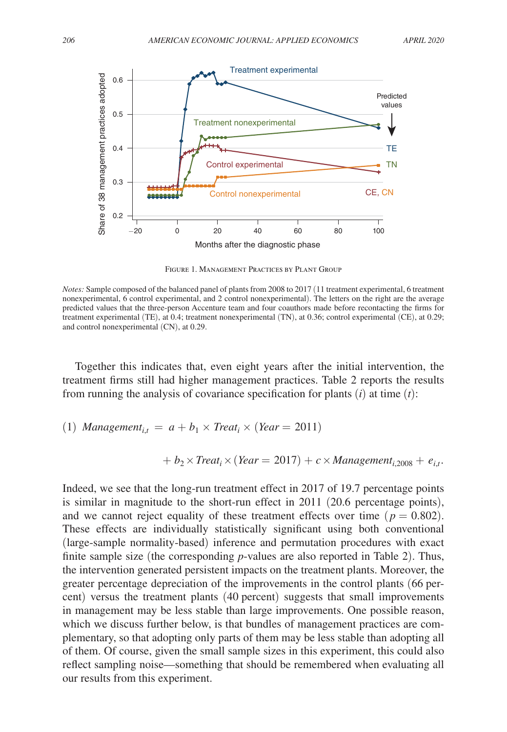Figure 1. Management Practices by Plant Group

*Notes:* Sample composed of the balanced panel of plants from 2008 to 2017 (11 treatment experimental, 6 treatment nonexperimental, 6 control experimental, and 2 control nonexperimental). The letters on the right are the average predicted values that the three-person Accenture team and four coauthors made before recontacting the firms for treatment experimental (TE), at 0.4; treatment nonexperimental (TN), at 0.36; control experimental (CE), at 0.29; and control nonexperimental (CN), at 0.29.

Together this indicates that, even eight years after the initial intervention, the treatment firms still had higher management practices. Table 2 reports the results from running the analysis of covariance specification for plants ($i$) at time ($t$):

$$(1)\quad Management_{i,t} = a + b_1 \times Treat_i \times (Year = 2011) + b_2 \times Treat_i \times (Year = 2017) + c \times Management_{i,2008} + e_{i,t}.$$

Indeed, we see that the long-run treatment effect in 2017 of 19.7 percentage points is similar in magnitude to the short-run effect in 2011 (20.6 percentage points), and we cannot reject equality of these treatment effects over time ($p = 0.802$). These effects are individually statistically significant using both conventional (large-sample normality-based) inference and permutation procedures with exact finite sample size (the corresponding $p$-values are also reported in Table 2). Thus, the intervention generated persistent impacts on the treatment plants. Moreover, the greater percentage depreciation of the improvements in the control plants (66 percent) versus the treatment plants (40 percent) suggests that small improvements in management may be less stable than large improvements. One possible reason, which we discuss further below, is that bundles of management practices are complementary, so that adopting only parts of them may be less stable than adopting all of them. Of course, given the small sample sizes in this experiment, this could also reflect sampling noise—something that should be remembered when evaluating all our results from this experiment.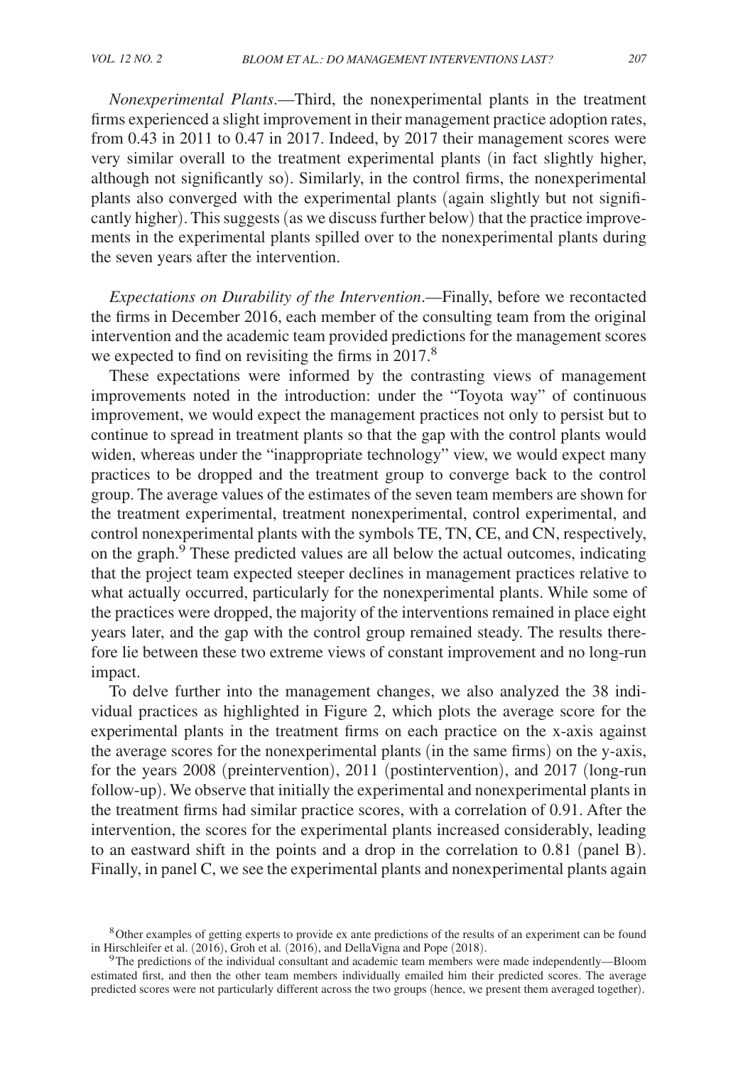*Nonexperimental Plants*.—Third, the nonexperimental plants in the treatment firms experienced a slight improvement in their management practice adoption rates, from 0.43 in 2011 to 0.47 in 2017. Indeed, by 2017 their management scores were very similar overall to the treatment experimental plants (in fact slightly higher, although not significantly so). Similarly, in the control firms, the nonexperimental plants also converged with the experimental plants (again slightly but not significantly higher). This suggests (as we discuss further below) that the practice improvements in the experimental plants spilled over to the nonexperimental plants during the seven years after the intervention.

*Expectations on Durability of the Intervention*.—Finally, before we recontacted the firms in December 2016, each member of the consulting team from the original intervention and the academic team provided predictions for the management scores we expected to find on revisiting the firms in 2017.[8]

These expectations were informed by the contrasting views of management improvements noted in the introduction: under the "Toyota way" of continuous improvement, we would expect the management practices not only to persist but to continue to spread in treatment plants so that the gap with the control plants would widen, whereas under the "inappropriate technology" view, we would expect many practices to be dropped and the treatment group to converge back to the control group. The average values of the estimates of the seven team members are shown for the treatment experimental, treatment nonexperimental, control experimental, and control nonexperimental plants with the symbols TE, TN, CE, and CN, respectively, on the graph.[9] These predicted values are all below the actual outcomes, indicating that the project team expected steeper declines in management practices relative to what actually occurred, particularly for the nonexperimental plants. While some of the practices were dropped, the majority of the interventions remained in place eight years later, and the gap with the control group remained steady. The results therefore lie between these two extreme views of constant improvement and no long-run impact.

To delve further into the management changes, we also analyzed the 38 individual practices as highlighted in Figure 2, which plots the average score for the experimental plants in the treatment firms on each practice on the x-axis against the average scores for the nonexperimental plants (in the same firms) on the y-axis, for the years 2008 (preintervention), 2011 (postintervention), and 2017 (long-run follow-up). We observe that initially the experimental and nonexperimental plants in the treatment firms had similar practice scores, with a correlation of 0.91. After the intervention, the scores for the experimental plants increased considerably, leading to an eastward shift in the points and a drop in the correlation to 0.81 (panel B). Finally, in panel C, we see the experimental plants and nonexperimental plants again

[8] Other examples of getting experts to provide ex ante predictions of the results of an experiment can be found in Hirschleifer et al. (2016), Groh et al. (2016), and DellaVigna and Pope (2018).

[9] The predictions of the individual consultant and academic team members were made independently—Bloom estimated first, and then the other team members individually emailed him their predicted scores. The average predicted scores were not particularly different across the two groups (hence, we present them averaged together).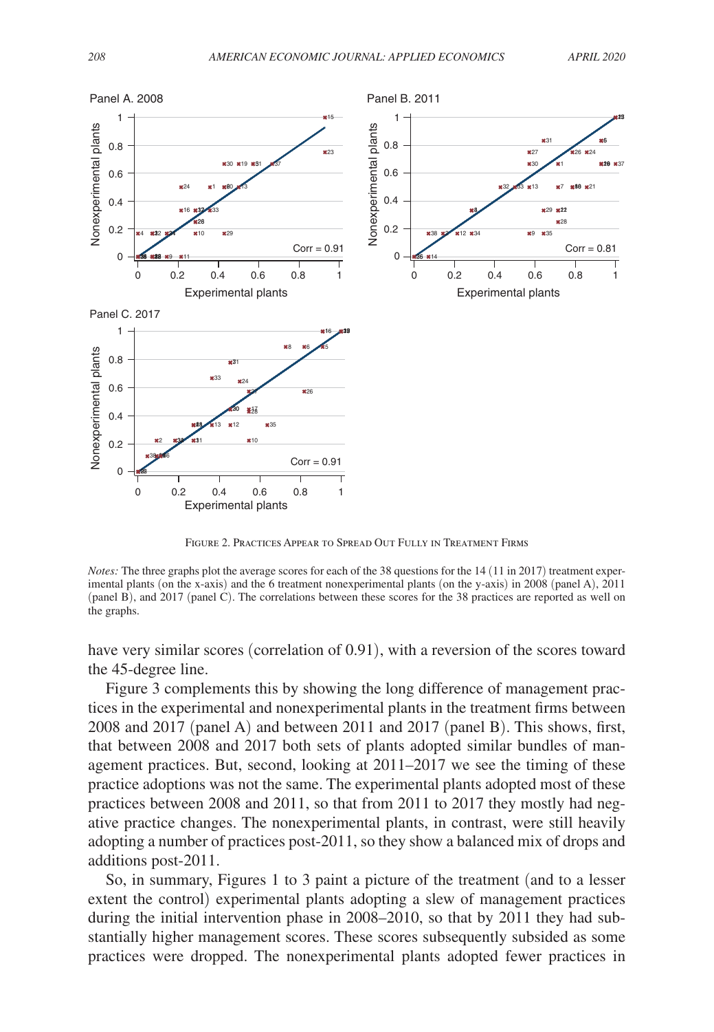Figure 2. Practices Appear to Spread Out Fully in Treatment Firms

*Notes:* The three graphs plot the average scores for each of the 38 questions for the 14 (11 in 2017) treatment experimental plants (on the x-axis) and the 6 treatment nonexperimental plants (on the y-axis) in 2008 (panel A), 2011 (panel B), and 2017 (panel C). The correlations between these scores for the 38 practices are reported as well on the graphs.

have very similar scores (correlation of 0.91), with a reversion of the scores toward the 45-degree line.

Figure 3 complements this by showing the long difference of management practices in the experimental and nonexperimental plants in the treatment firms between 2008 and 2017 (panel A) and between 2011 and 2017 (panel B). This shows, first, that between 2008 and 2017 both sets of plants adopted similar bundles of management practices. But, second, looking at 2011–2017 we see the timing of these practice adoptions was not the same. The experimental plants adopted most of these practices between 2008 and 2011, so that from 2011 to 2017 they mostly had negative practice changes. The nonexperimental plants, in contrast, were still heavily adopting a number of practices post-2011, so they show a balanced mix of drops and additions post-2011.

So, in summary, Figures 1 to 3 paint a picture of the treatment (and to a lesser extent the control) experimental plants adopting a slew of management practices during the initial intervention phase in 2008–2010, so that by 2011 they had substantially higher management scores. These scores subsequently subsided as some practices were dropped. The nonexperimental plants adopted fewer practices in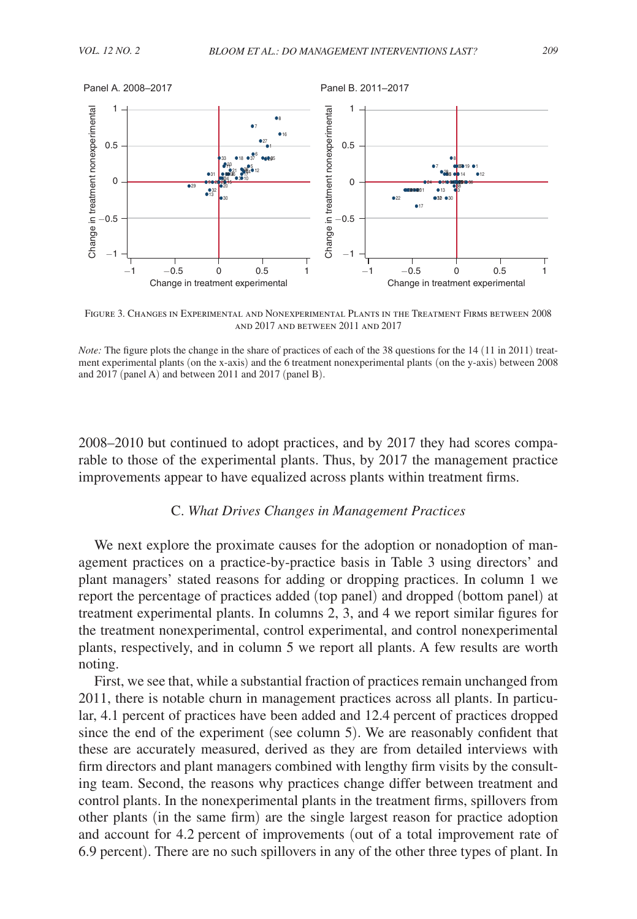Figure 3. Changes in Experimental and Nonexperimental Plants in the Treatment Firms between 2008 and 2017 and between 2011 and 2017

*Note:* The figure plots the change in the share of practices of each of the 38 questions for the 14 (11 in 2011) treatment experimental plants (on the x-axis) and the 6 treatment nonexperimental plants (on the y-axis) between 2008 and 2017 (panel A) and between 2011 and 2017 (panel B).

2008–2010 but continued to adopt practices, and by 2017 they had scores comparable to those of the experimental plants. Thus, by 2017 the management practice improvements appear to have equalized across plants within treatment firms.

### C. *What Drives Changes in Management Practices*

We next explore the proximate causes for the adoption or nonadoption of management practices on a practice-by-practice basis in Table 3 using directors' and plant managers' stated reasons for adding or dropping practices. In column 1 we report the percentage of practices added (top panel) and dropped (bottom panel) at treatment experimental plants. In columns 2, 3, and 4 we report similar figures for the treatment nonexperimental, control experimental, and control nonexperimental plants, respectively, and in column 5 we report all plants. A few results are worth noting.

First, we see that, while a substantial fraction of practices remain unchanged from 2011, there is notable churn in management practices across all plants. In particular, 4.1 percent of practices have been added and 12.4 percent of practices dropped since the end of the experiment (see column 5). We are reasonably confident that these are accurately measured, derived as they are from detailed interviews with firm directors and plant managers combined with lengthy firm visits by the consulting team. Second, the reasons why practices change differ between treatment and control plants. In the nonexperimental plants in the treatment firms, spillovers from other plants (in the same firm) are the single largest reason for practice adoption and account for 4.2 percent of improvements (out of a total improvement rate of 6.9 percent). There are no such spillovers in any of the other three types of plant. In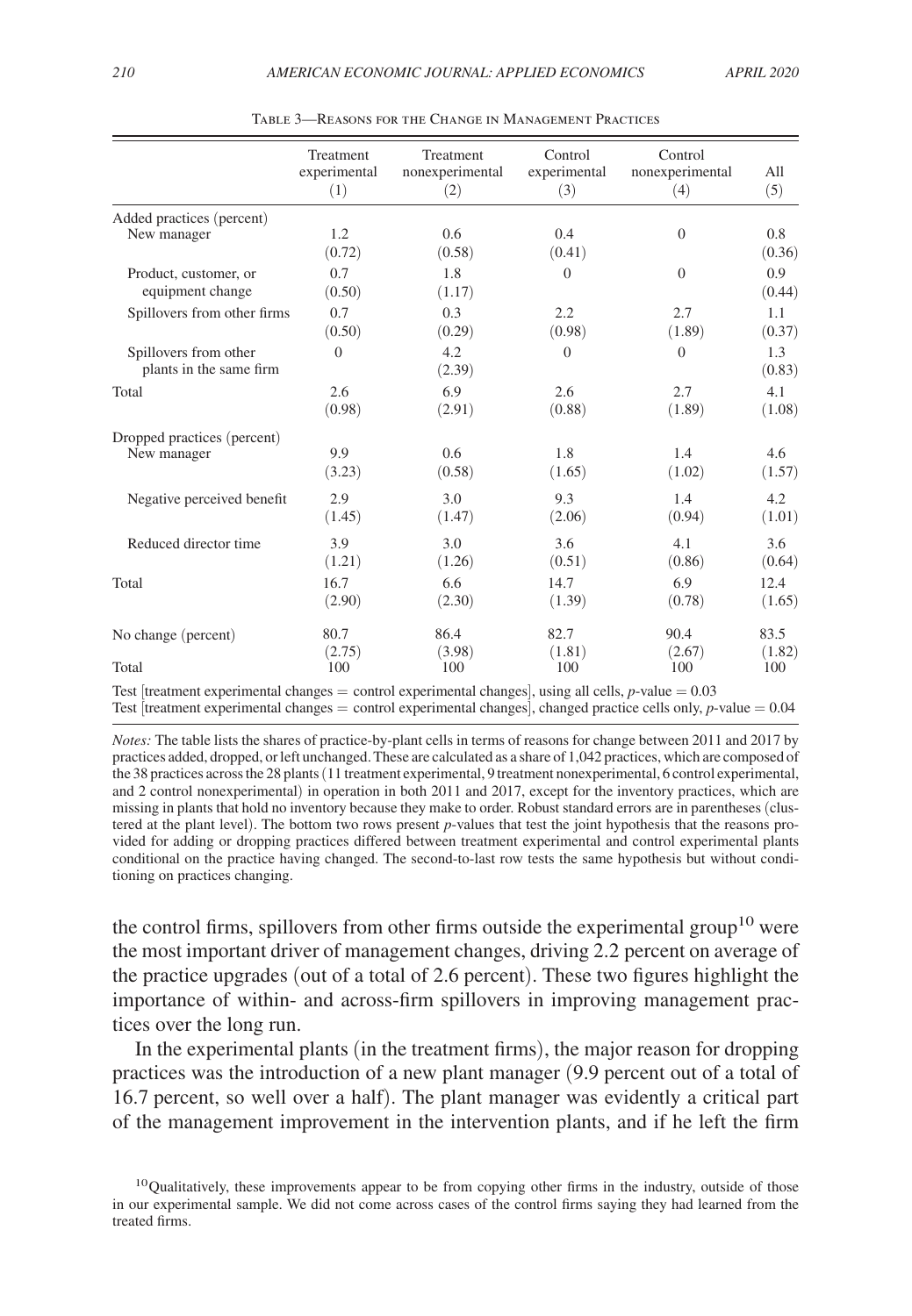Table 3—Reasons for the Change in Management Practices

| | Treatment experimental (1) | Treatment nonexperimental (2) | Control experimental (3) | Control nonexperimental (4) | All (5) |
|---|---|---|---|---|---|
| Added practices (percent) | | | | | |
| New manager | 1.2 | 0.6 | 0.4 | 0 | 0.8 |
| | (0.72) | (0.58) | (0.41) | | (0.36) |
| Product, customer, or equipment change | 0.7 | 1.8 | 0 | 0 | 0.9 |
| | (0.50) | (1.17) | | | (0.44) |
| Spillovers from other firms | 0.7 | 0.3 | 2.2 | 2.7 | 1.1 |
| | (0.50) | (0.29) | (0.98) | (1.89) | (0.37) |
| Spillovers from other plants in the same firm | 0 | 4.2 | 0 | 0 | 1.3 |
| | | (2.39) | | | (0.83) |
| Total | 2.6 | 6.9 | 2.6 | 2.7 | 4.1 |
| | (0.98) | (2.91) | (0.88) | (1.89) | (1.08) |
| Dropped practices (percent) | | | | | |
| New manager | 9.9 | 0.6 | 1.8 | 1.4 | 4.6 |
| | (3.23) | (0.58) | (1.65) | (1.02) | (1.57) |
| Negative perceived benefit | 2.9 | 3.0 | 9.3 | 1.4 | 4.2 |
| | (1.45) | (1.47) | (2.06) | (0.94) | (1.01) |
| Reduced director time | 3.9 | 3.0 | 3.6 | 4.1 | 3.6 |
| | (1.21) | (1.26) | (0.51) | (0.86) | (0.64) |
| Total | 16.7 | 6.6 | 14.7 | 6.9 | 12.4 |
| | (2.90) | (2.30) | (1.39) | (0.78) | (1.65) |
| No change (percent) | 80.7 | 86.4 | 82.7 | 90.4 | 83.5 |
| | (2.75) | (3.98) | (1.81) | (2.67) | (1.82) |
| Total | 100 | 100 | 100 | 100 | 100 |

Test [treatment experimental changes = control experimental changes], using all cells, $p$-value = 0.03
Test [treatment experimental changes = control experimental changes], changed practice cells only, $p$-value = 0.04

*Notes:* The table lists the shares of practice-by-plant cells in terms of reasons for change between 2011 and 2017 by practices added, dropped, or left unchanged. These are calculated as a share of 1,042 practices, which are composed of the 38 practices across the 28 plants (11 treatment experimental, 9 treatment nonexperimental, 6 control experimental, and 2 control nonexperimental) in operation in both 2011 and 2017, except for the inventory practices, which are missing in plants that hold no inventory because they make to order. Robust standard errors are in parentheses (clustered at the plant level). The bottom two rows present $p$-values that test the joint hypothesis that the reasons provided for adding or dropping practices differed between treatment experimental and control experimental plants conditional on the practice having changed. The second-to-last row tests the same hypothesis but without conditioning on practices changing.

the control firms, spillovers from other firms outside the experimental group[10] were the most important driver of management changes, driving 2.2 percent on average of the practice upgrades (out of a total of 2.6 percent). These two figures highlight the importance of within- and across-firm spillovers in improving management practices over the long run.

In the experimental plants (in the treatment firms), the major reason for dropping practices was the introduction of a new plant manager (9.9 percent out of a total of 16.7 percent, so well over a half). The plant manager was evidently a critical part of the management improvement in the intervention plants, and if he left the firm

[10] Qualitatively, these improvements appear to be from copying other firms in the industry, outside of those in our experimental sample. We did not come across cases of the control firms saying they had learned from the treated firms.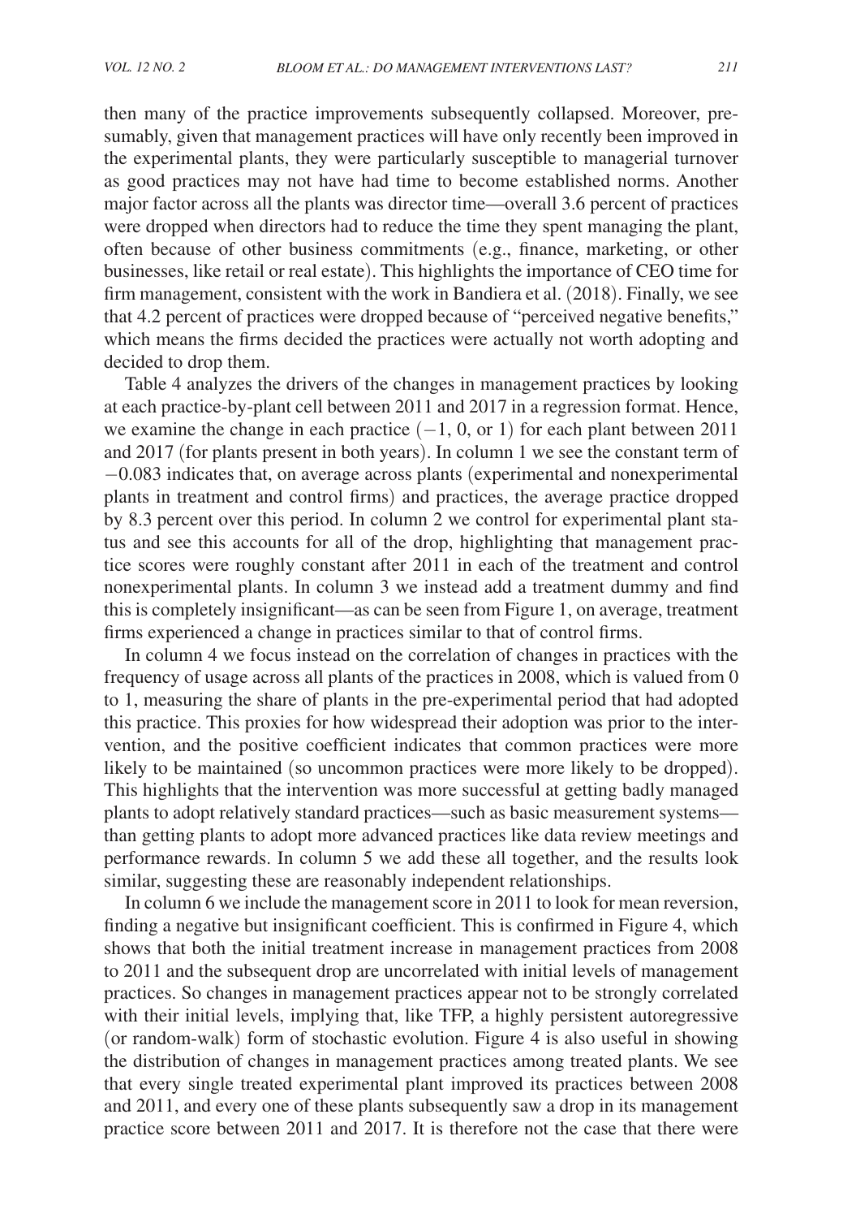then many of the practice improvements subsequently collapsed. Moreover, presumably, given that management practices will have only recently been improved in the experimental plants, they were particularly susceptible to managerial turnover as good practices may not have had time to become established norms. Another major factor across all the plants was director time—overall 3.6 percent of practices were dropped when directors had to reduce the time they spent managing the plant, often because of other business commitments (e.g., finance, marketing, or other businesses, like retail or real estate). This highlights the importance of CEO time for firm management, consistent with the work in Bandiera et al. (2018). Finally, we see that 4.2 percent of practices were dropped because of "perceived negative benefits," which means the firms decided the practices were actually not worth adopting and decided to drop them.

Table 4 analyzes the drivers of the changes in management practices by looking at each practice-by-plant cell between 2011 and 2017 in a regression format. Hence, we examine the change in each practice ($-1$, 0, or 1) for each plant between 2011 and 2017 (for plants present in both years). In column 1 we see the constant term of $-0.083$ indicates that, on average across plants (experimental and nonexperimental plants in treatment and control firms) and practices, the average practice dropped by 8.3 percent over this period. In column 2 we control for experimental plant status and see this accounts for all of the drop, highlighting that management practice scores were roughly constant after 2011 in each of the treatment and control nonexperimental plants. In column 3 we instead add a treatment dummy and find this is completely insignificant—as can be seen from Figure 1, on average, treatment firms experienced a change in practices similar to that of control firms.

In column 4 we focus instead on the correlation of changes in practices with the frequency of usage across all plants of the practices in 2008, which is valued from 0 to 1, measuring the share of plants in the pre-experimental period that had adopted this practice. This proxies for how widespread their adoption was prior to the intervention, and the positive coefficient indicates that common practices were more likely to be maintained (so uncommon practices were more likely to be dropped). This highlights that the intervention was more successful at getting badly managed plants to adopt relatively standard practices—such as basic measurement systems—than getting plants to adopt more advanced practices like data review meetings and performance rewards. In column 5 we add these all together, and the results look similar, suggesting these are reasonably independent relationships.

In column 6 we include the management score in 2011 to look for mean reversion, finding a negative but insignificant coefficient. This is confirmed in Figure 4, which shows that both the initial treatment increase in management practices from 2008 to 2011 and the subsequent drop are uncorrelated with initial levels of management practices. So changes in management practices appear not to be strongly correlated with their initial levels, implying that, like TFP, a highly persistent autoregressive (or random-walk) form of stochastic evolution. Figure 4 is also useful in showing the distribution of changes in management practices among treated plants. We see that every single treated experimental plant improved its practices between 2008 and 2011, and every one of these plants subsequently saw a drop in its management practice score between 2011 and 2017. It is therefore not the case that there were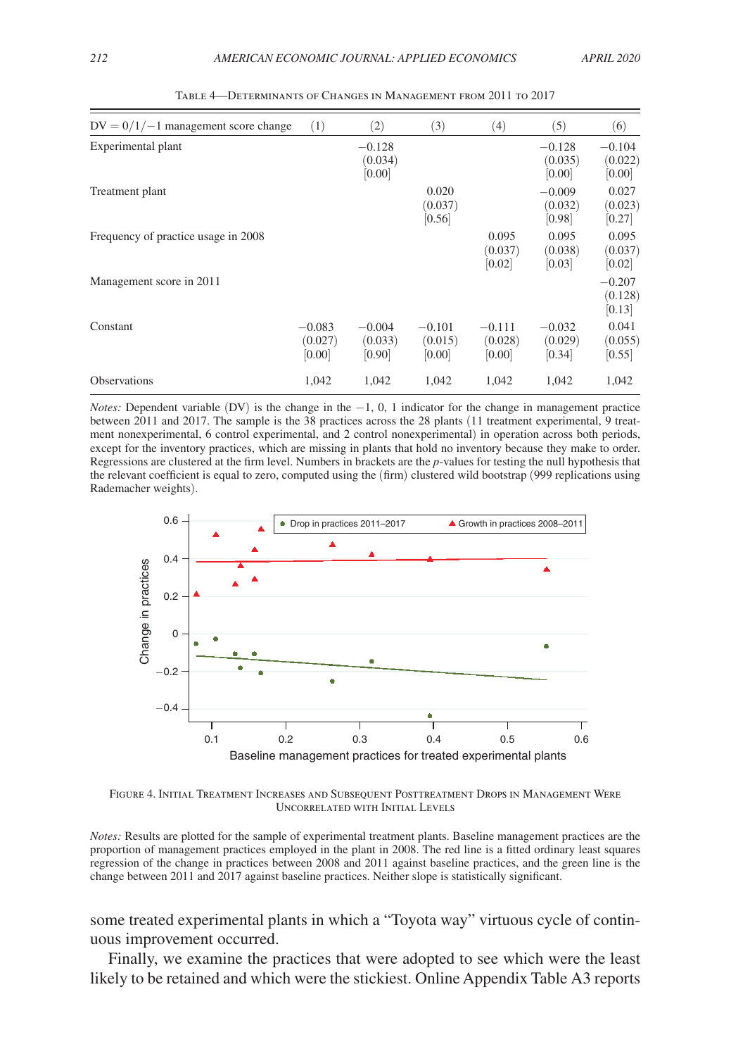Table 4—Determinants of Changes in Management from 2011 to 2017

| DV = 0/1/−1 management score change | (1) | (2) | (3) | (4) | (5) | (6) |
|---|---|---|---|---|---|---|
| Experimental plant | | −0.128 | | | −0.128 | −0.104 |
| | | (0.034) | | | (0.035) | (0.022) |
| | | [0.00] | | | [0.00] | [0.00] |
| Treatment plant | | | 0.020 | | −0.009 | 0.027 |
| | | | (0.037) | | (0.032) | (0.023) |
| | | | [0.56] | | [0.98] | [0.27] |
| Frequency of practice usage in 2008 | | | | 0.095 | 0.095 | 0.095 |
| | | | | (0.037) | (0.038) | (0.037) |
| | | | | [0.02] | [0.03] | [0.02] |
| Management score in 2011 | | | | | | −0.207 |
| | | | | | | (0.128) |
| | | | | | | [0.13] |
| Constant | −0.083 | −0.004 | −0.101 | −0.111 | −0.032 | 0.041 |
| | (0.027) | (0.033) | (0.015) | (0.028) | (0.029) | (0.055) |
| | [0.00] | [0.90] | [0.00] | [0.00] | [0.34] | [0.55] |
| Observations | 1,042 | 1,042 | 1,042 | 1,042 | 1,042 | 1,042 |

*Notes:* Dependent variable (DV) is the change in the −1, 0, 1 indicator for the change in management practice between 2011 and 2017. The sample is the 38 practices across the 28 plants (11 treatment experimental, 9 treatment nonexperimental, 6 control experimental, and 2 control nonexperimental) in operation across both periods, except for the inventory practices, which are missing in plants that hold no inventory because they make to order. Regressions are clustered at the firm level. Numbers in brackets are the *p*-values for testing the null hypothesis that the relevant coefficient is equal to zero, computed using the (firm) clustered wild bootstrap (999 replications using Rademacher weights).

Figure 4. Initial Treatment Increases and Subsequent Posttreatment Drops in Management Were Uncorrelated with Initial Levels

*Notes:* Results are plotted for the sample of experimental treatment plants. Baseline management practices are the proportion of management practices employed in the plant in 2008. The red line is a fitted ordinary least squares regression of the change in practices between 2008 and 2011 against baseline practices, and the green line is the change between 2011 and 2017 against baseline practices. Neither slope is statistically significant.

some treated experimental plants in which a "Toyota way" virtuous cycle of continuous improvement occurred.

Finally, we examine the practices that were adopted to see which were the least likely to be retained and which were the stickiest. Online Appendix Table A3 reports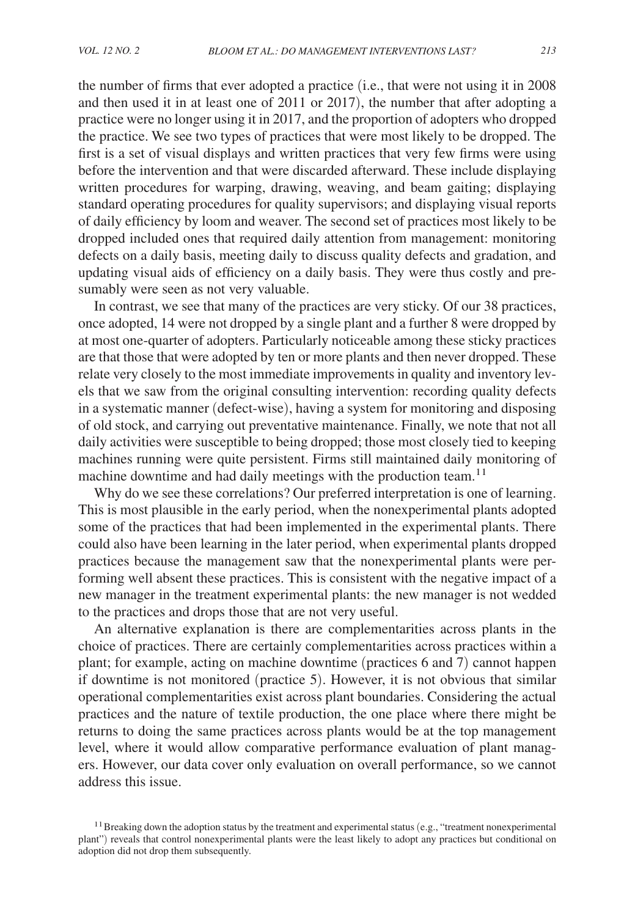the number of firms that ever adopted a practice (i.e., that were not using it in 2008 and then used it in at least one of 2011 or 2017), the number that after adopting a practice were no longer using it in 2017, and the proportion of adopters who dropped the practice. We see two types of practices that were most likely to be dropped. The first is a set of visual displays and written practices that very few firms were using before the intervention and that were discarded afterward. These include displaying written procedures for warping, drawing, weaving, and beam gaiting; displaying standard operating procedures for quality supervisors; and displaying visual reports of daily efficiency by loom and weaver. The second set of practices most likely to be dropped included ones that required daily attention from management: monitoring defects on a daily basis, meeting daily to discuss quality defects and gradation, and updating visual aids of efficiency on a daily basis. They were thus costly and presumably were seen as not very valuable.

In contrast, we see that many of the practices are very sticky. Of our 38 practices, once adopted, 14 were not dropped by a single plant and a further 8 were dropped by at most one-quarter of adopters. Particularly noticeable among these sticky practices are that those that were adopted by ten or more plants and then never dropped. These relate very closely to the most immediate improvements in quality and inventory levels that we saw from the original consulting intervention: recording quality defects in a systematic manner (defect-wise), having a system for monitoring and disposing of old stock, and carrying out preventative maintenance. Finally, we note that not all daily activities were susceptible to being dropped; those most closely tied to keeping machines running were quite persistent. Firms still maintained daily monitoring of machine downtime and had daily meetings with the production team.[11]

Why do we see these correlations? Our preferred interpretation is one of learning. This is most plausible in the early period, when the nonexperimental plants adopted some of the practices that had been implemented in the experimental plants. There could also have been learning in the later period, when experimental plants dropped practices because the management saw that the nonexperimental plants were performing well absent these practices. This is consistent with the negative impact of a new manager in the treatment experimental plants: the new manager is not wedded to the practices and drops those that are not very useful.

An alternative explanation is there are complementarities across plants in the choice of practices. There are certainly complementarities across practices within a plant; for example, acting on machine downtime (practices 6 and 7) cannot happen if downtime is not monitored (practice 5). However, it is not obvious that similar operational complementarities exist across plant boundaries. Considering the actual practices and the nature of textile production, the one place where there might be returns to doing the same practices across plants would be at the top management level, where it would allow comparative performance evaluation of plant managers. However, our data cover only evaluation on overall performance, so we cannot address this issue.

[11] Breaking down the adoption status by the treatment and experimental status (e.g., "treatment nonexperimental plant") reveals that control nonexperimental plants were the least likely to adopt any practices but conditional on adoption did not drop them subsequently.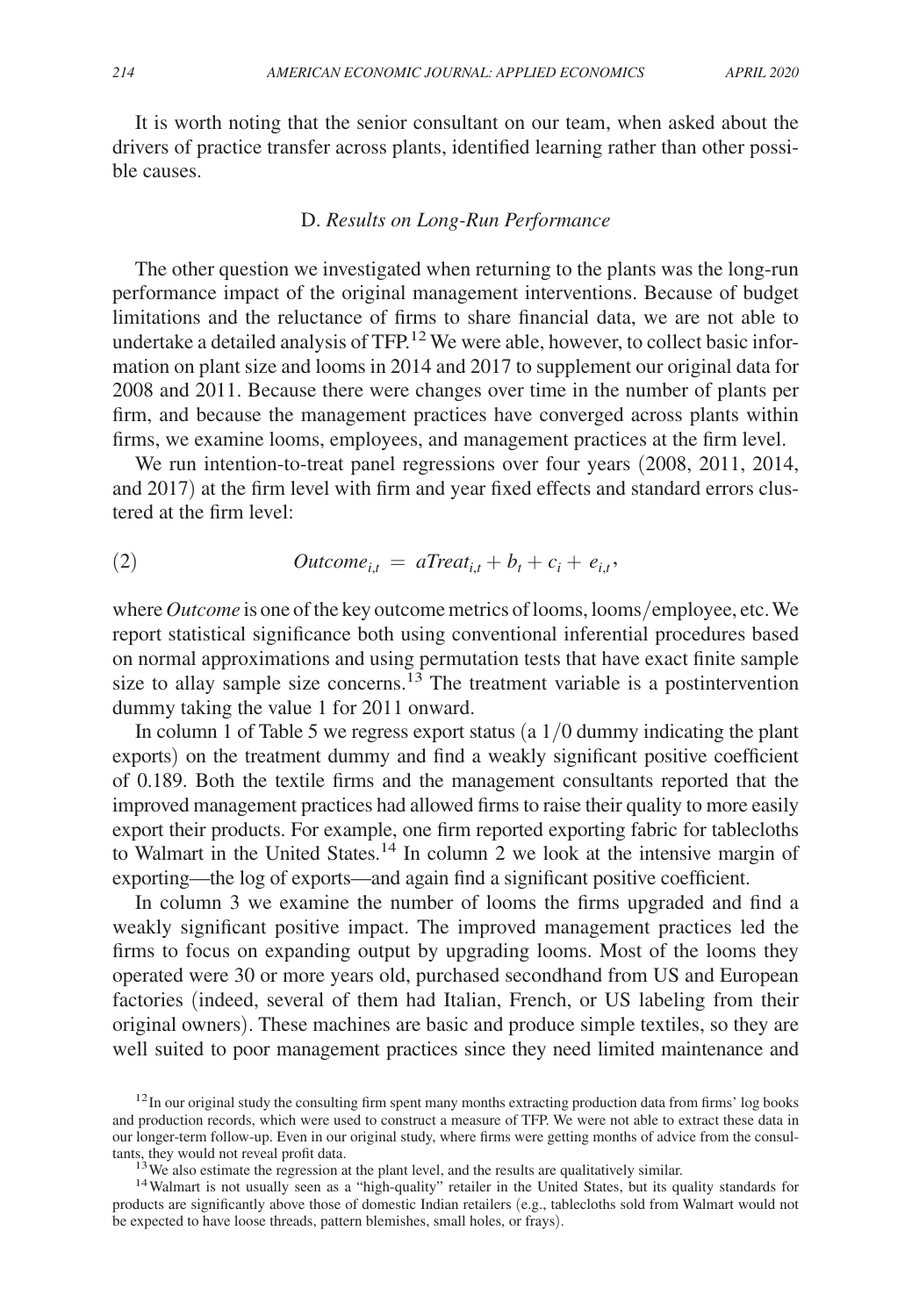It is worth noting that the senior consultant on our team, when asked about the drivers of practice transfer across plants, identified learning rather than other possible causes.

### D. *Results on Long-Run Performance*

The other question we investigated when returning to the plants was the long-run performance impact of the original management interventions. Because of budget limitations and the reluctance of firms to share financial data, we are not able to undertake a detailed analysis of TFP.[12] We were able, however, to collect basic information on plant size and looms in 2014 and 2017 to supplement our original data for 2008 and 2011. Because there were changes over time in the number of plants per firm, and because the management practices have converged across plants within firms, we examine looms, employees, and management practices at the firm level.

We run intention-to-treat panel regressions over four years (2008, 2011, 2014, and 2017) at the firm level with firm and year fixed effects and standard errors clustered at the firm level:

$$(2) \qquad Outcome_{i,t} = aTreat_{i,t} + b_t + c_i + e_{i,t},$$

where *Outcome* is one of the key outcome metrics of looms, looms/employee, etc. We report statistical significance both using conventional inferential procedures based on normal approximations and using permutation tests that have exact finite sample size to allay sample size concerns.[13] The treatment variable is a postintervention dummy taking the value 1 for 2011 onward.

In column 1 of Table 5 we regress export status (a 1/0 dummy indicating the plant exports) on the treatment dummy and find a weakly significant positive coefficient of 0.189. Both the textile firms and the management consultants reported that the improved management practices had allowed firms to raise their quality to more easily export their products. For example, one firm reported exporting fabric for tablecloths to Walmart in the United States.[14] In column 2 we look at the intensive margin of exporting—the log of exports—and again find a significant positive coefficient.

In column 3 we examine the number of looms the firms upgraded and find a weakly significant positive impact. The improved management practices led the firms to focus on expanding output by upgrading looms. Most of the looms they operated were 30 or more years old, purchased secondhand from US and European factories (indeed, several of them had Italian, French, or US labeling from their original owners). These machines are basic and produce simple textiles, so they are well suited to poor management practices since they need limited maintenance and

[12] In our original study the consulting firm spent many months extracting production data from firms' log books and production records, which were used to construct a measure of TFP. We were not able to extract these data in our longer-term follow-up. Even in our original study, where firms were getting months of advice from the consultants, they would not reveal profit data.

[13] We also estimate the regression at the plant level, and the results are qualitatively similar.

[14] Walmart is not usually seen as a "high-quality" retailer in the United States, but its quality standards for products are significantly above those of domestic Indian retailers (e.g., tablecloths sold from Walmart would not be expected to have loose threads, pattern blemishes, small holes, or frays).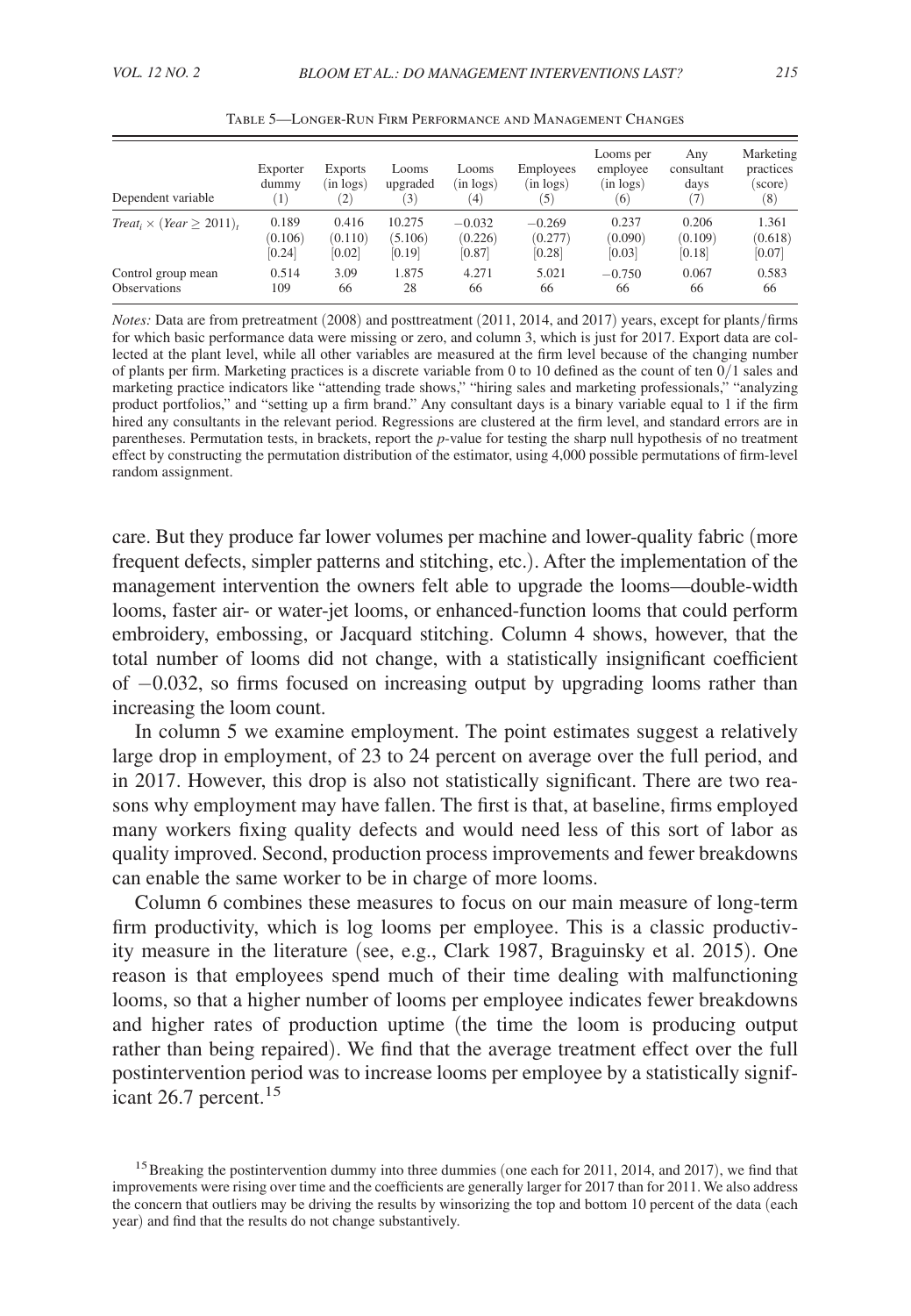Table 5—Longer-Run Firm Performance and Management Changes

| Dependent variable | Exporter dummy (1) | Exports (in logs) (2) | Looms upgraded (3) | Looms (in logs) (4) | Employees (in logs) (5) | Looms per employee (in logs) (6) | Any consultant days (7) | Marketing practices (score) (8) |
|---|---|---|---|---|---|---|---|---|
| $Treat_i \times (Year \geq 2011)_t$ | 0.189 | 0.416 | 10.275 | −0.032 | −0.269 | 0.237 | 0.206 | 1.361 |
| | (0.106) | (0.110) | (5.106) | (0.226) | (0.277) | (0.090) | (0.109) | (0.618) |
| | [0.24] | [0.02] | [0.19] | [0.87] | [0.28] | [0.03] | [0.18] | [0.07] |
| Control group mean | 0.514 | 3.09 | 1.875 | 4.271 | 5.021 | −0.750 | 0.067 | 0.583 |
| Observations | 109 | 66 | 28 | 66 | 66 | 66 | 66 | 66 |

*Notes:* Data are from pretreatment (2008) and posttreatment (2011, 2014, and 2017) years, except for plants/firms for which basic performance data were missing or zero, and column 3, which is just for 2017. Export data are collected at the plant level, while all other variables are measured at the firm level because of the changing number of plants per firm. Marketing practices is a discrete variable from 0 to 10 defined as the count of ten 0/1 sales and marketing practice indicators like "attending trade shows," "hiring sales and marketing professionals," "analyzing product portfolios," and "setting up a firm brand." Any consultant days is a binary variable equal to 1 if the firm hired any consultants in the relevant period. Regressions are clustered at the firm level, and standard errors are in parentheses. Permutation tests, in brackets, report the *p*-value for testing the sharp null hypothesis of no treatment effect by constructing the permutation distribution of the estimator, using 4,000 possible permutations of firm-level random assignment.

care. But they produce far lower volumes per machine and lower-quality fabric (more frequent defects, simpler patterns and stitching, etc.). After the implementation of the management intervention the owners felt able to upgrade the looms—double-width looms, faster air- or water-jet looms, or enhanced-function looms that could perform embroidery, embossing, or Jacquard stitching. Column 4 shows, however, that the total number of looms did not change, with a statistically insignificant coefficient of −0.032, so firms focused on increasing output by upgrading looms rather than increasing the loom count.

In column 5 we examine employment. The point estimates suggest a relatively large drop in employment, of 23 to 24 percent on average over the full period, and in 2017. However, this drop is also not statistically significant. There are two reasons why employment may have fallen. The first is that, at baseline, firms employed many workers fixing quality defects and would need less of this sort of labor as quality improved. Second, production process improvements and fewer breakdowns can enable the same worker to be in charge of more looms.

Column 6 combines these measures to focus on our main measure of long-term firm productivity, which is log looms per employee. This is a classic productivity measure in the literature (see, e.g., Clark 1987, Braguinsky et al. 2015). One reason is that employees spend much of their time dealing with malfunctioning looms, so that a higher number of looms per employee indicates fewer breakdowns and higher rates of production uptime (the time the loom is producing output rather than being repaired). We find that the average treatment effect over the full postintervention period was to increase looms per employee by a statistically significant 26.7 percent.[15]

[15] Breaking the postintervention dummy into three dummies (one each for 2011, 2014, and 2017), we find that improvements were rising over time and the coefficients are generally larger for 2017 than for 2011. We also address the concern that outliers may be driving the results by winsorizing the top and bottom 10 percent of the data (each year) and find that the results do not change substantively.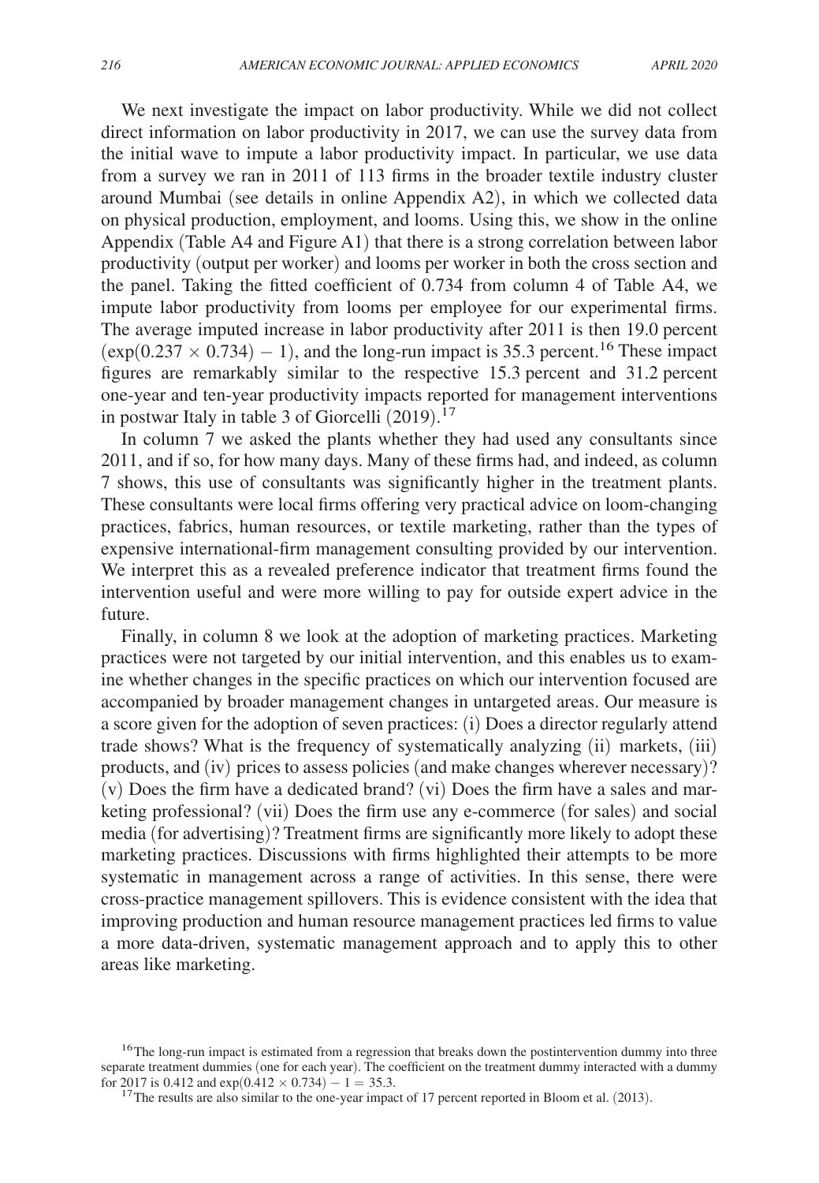We next investigate the impact on labor productivity. While we did not collect direct information on labor productivity in 2017, we can use the survey data from the initial wave to impute a labor productivity impact. In particular, we use data from a survey we ran in 2011 of 113 firms in the broader textile industry cluster around Mumbai (see details in online Appendix A2), in which we collected data on physical production, employment, and looms. Using this, we show in the online Appendix (Table A4 and Figure A1) that there is a strong correlation between labor productivity (output per worker) and looms per worker in both the cross section and the panel. Taking the fitted coefficient of 0.734 from column 4 of Table A4, we impute labor productivity from looms per employee for our experimental firms. The average imputed increase in labor productivity after 2011 is then 19.0 percent $(\exp(0.237 \times 0.734) - 1)$, and the long-run impact is 35.3 percent.[16] These impact figures are remarkably similar to the respective 15.3 percent and 31.2 percent one-year and ten-year productivity impacts reported for management interventions in postwar Italy in table 3 of Giorcelli (2019).[17]

In column 7 we asked the plants whether they had used any consultants since 2011, and if so, for how many days. Many of these firms had, and indeed, as column 7 shows, this use of consultants was significantly higher in the treatment plants. These consultants were local firms offering very practical advice on loom-changing practices, fabrics, human resources, or textile marketing, rather than the types of expensive international-firm management consulting provided by our intervention. We interpret this as a revealed preference indicator that treatment firms found the intervention useful and were more willing to pay for outside expert advice in the future.

Finally, in column 8 we look at the adoption of marketing practices. Marketing practices were not targeted by our initial intervention, and this enables us to examine whether changes in the specific practices on which our intervention focused are accompanied by broader management changes in untargeted areas. Our measure is a score given for the adoption of seven practices: (i) Does a director regularly attend trade shows? What is the frequency of systematically analyzing (ii) markets, (iii) products, and (iv) prices to assess policies (and make changes wherever necessary)? (v) Does the firm have a dedicated brand? (vi) Does the firm have a sales and marketing professional? (vii) Does the firm use any e-commerce (for sales) and social media (for advertising)? Treatment firms are significantly more likely to adopt these marketing practices. Discussions with firms highlighted their attempts to be more systematic in management across a range of activities. In this sense, there were cross-practice management spillovers. This is evidence consistent with the idea that improving production and human resource management practices led firms to value a more data-driven, systematic management approach and to apply this to other areas like marketing.

---

[16] The long-run impact is estimated from a regression that breaks down the postintervention dummy into three separate treatment dummies (one for each year). The coefficient on the treatment dummy interacted with a dummy for 2017 is 0.412 and $\exp(0.412 \times 0.734) - 1 = 35.3$.

[17] The results are also similar to the one-year impact of 17 percent reported in Bloom et al. (2013).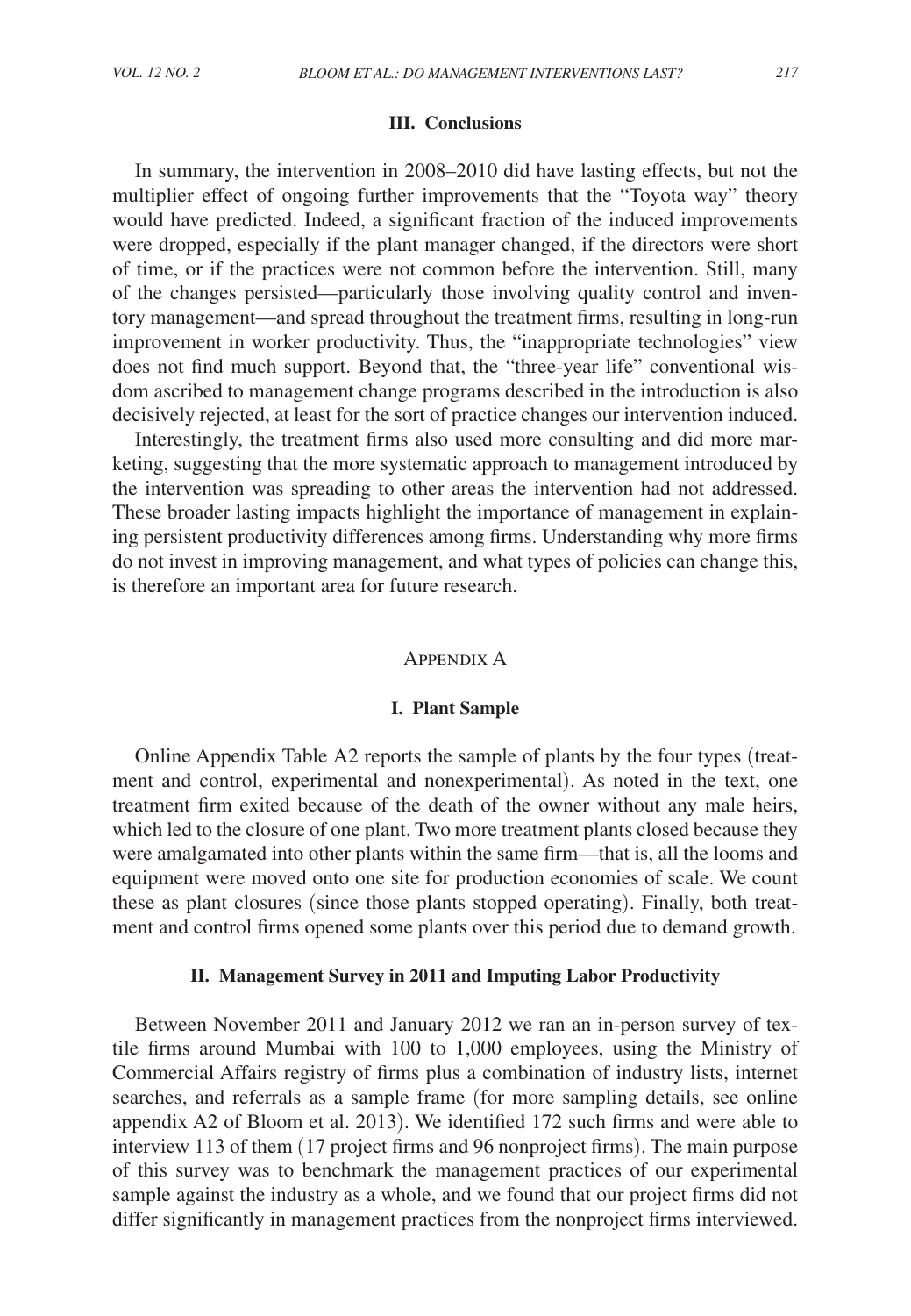## III. Conclusions

In summary, the intervention in 2008–2010 did have lasting effects, but not the multiplier effect of ongoing further improvements that the "Toyota way" theory would have predicted. Indeed, a significant fraction of the induced improvements were dropped, especially if the plant manager changed, if the directors were short of time, or if the practices were not common before the intervention. Still, many of the changes persisted—particularly those involving quality control and inventory management—and spread throughout the treatment firms, resulting in long-run improvement in worker productivity. Thus, the "inappropriate technologies" view does not find much support. Beyond that, the "three-year life" conventional wisdom ascribed to management change programs described in the introduction is also decisively rejected, at least for the sort of practice changes our intervention induced.

Interestingly, the treatment firms also used more consulting and did more marketing, suggesting that the more systematic approach to management introduced by the intervention was spreading to other areas the intervention had not addressed. These broader lasting impacts highlight the importance of management in explaining persistent productivity differences among firms. Understanding why more firms do not invest in improving management, and what types of policies can change this, is therefore an important area for future research.

# Appendix A

## I. Plant Sample

Online Appendix Table A2 reports the sample of plants by the four types (treatment and control, experimental and nonexperimental). As noted in the text, one treatment firm exited because of the death of the owner without any male heirs, which led to the closure of one plant. Two more treatment plants closed because they were amalgamated into other plants within the same firm—that is, all the looms and equipment were moved onto one site for production economies of scale. We count these as plant closures (since those plants stopped operating). Finally, both treatment and control firms opened some plants over this period due to demand growth.

## II. Management Survey in 2011 and Imputing Labor Productivity

Between November 2011 and January 2012 we ran an in-person survey of textile firms around Mumbai with 100 to 1,000 employees, using the Ministry of Commercial Affairs registry of firms plus a combination of industry lists, internet searches, and referrals as a sample frame (for more sampling details, see online appendix A2 of Bloom et al. 2013). We identified 172 such firms and were able to interview 113 of them (17 project firms and 96 nonproject firms). The main purpose of this survey was to benchmark the management practices of our experimental sample against the industry as a whole, and we found that our project firms did not differ significantly in management practices from the nonproject firms interviewed.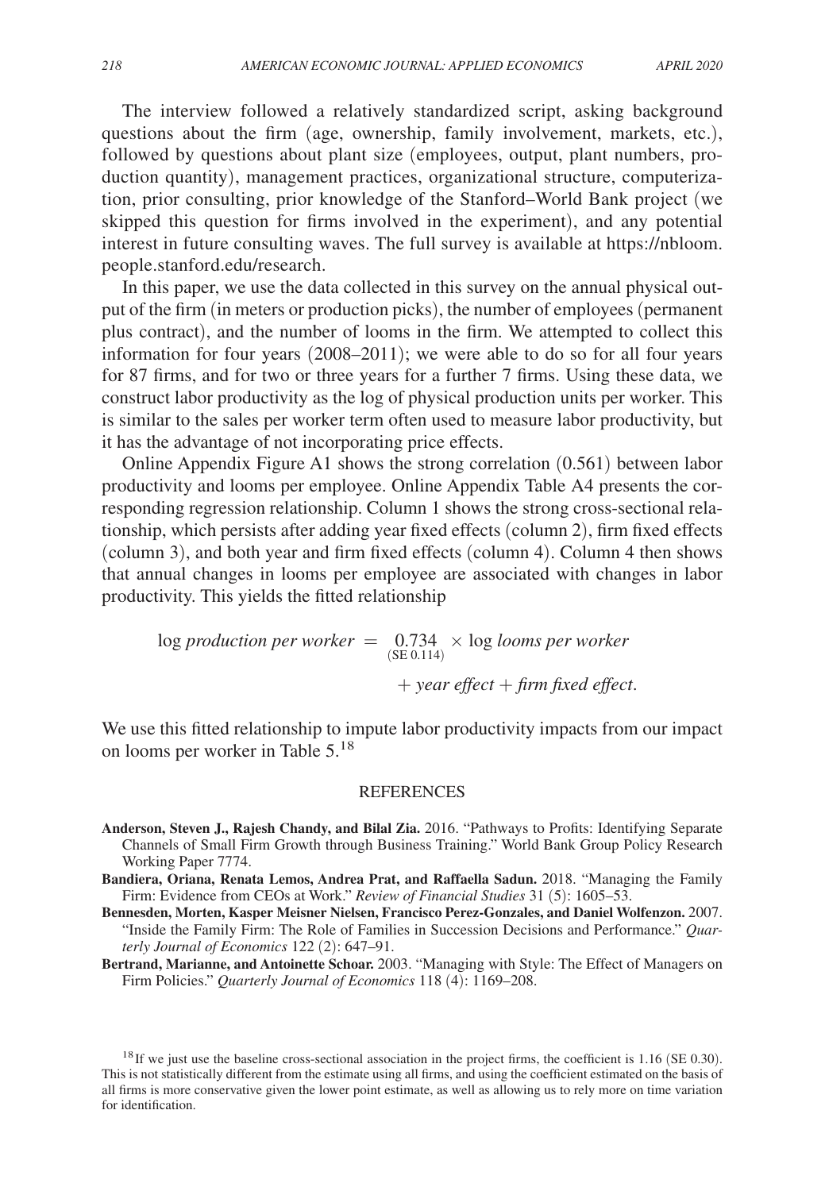The interview followed a relatively standardized script, asking background questions about the firm (age, ownership, family involvement, markets, etc.), followed by questions about plant size (employees, output, plant numbers, production quantity), management practices, organizational structure, computerization, prior consulting, prior knowledge of the Stanford–World Bank project (we skipped this question for firms involved in the experiment), and any potential interest in future consulting waves. The full survey is available at https://nbloom.people.stanford.edu/research.

In this paper, we use the data collected in this survey on the annual physical output of the firm (in meters or production picks), the number of employees (permanent plus contract), and the number of looms in the firm. We attempted to collect this information for four years (2008–2011); we were able to do so for all four years for 87 firms, and for two or three years for a further 7 firms. Using these data, we construct labor productivity as the log of physical production units per worker. This is similar to the sales per worker term often used to measure labor productivity, but it has the advantage of not incorporating price effects.

Online Appendix Figure A1 shows the strong correlation (0.561) between labor productivity and looms per employee. Online Appendix Table A4 presents the corresponding regression relationship. Column 1 shows the strong cross-sectional relationship, which persists after adding year fixed effects (column 2), firm fixed effects (column 3), and both year and firm fixed effects (column 4). Column 4 then shows that annual changes in looms per employee are associated with changes in labor productivity. This yields the fitted relationship

$$\log \textit{production per worker} = \underset{(\text{SE } 0.114)}{0.734} \times \log \textit{looms per worker} + \textit{year effect} + \textit{firm fixed effect}.$$

We use this fitted relationship to impute labor productivity impacts from our impact on looms per worker in Table 5.[18]

## REFERENCES

**Anderson, Steven J., Rajesh Chandy, and Bilal Zia.** 2016. "Pathways to Profits: Identifying Separate Channels of Small Firm Growth through Business Training." World Bank Group Policy Research Working Paper 7774.

**Bandiera, Oriana, Renata Lemos, Andrea Prat, and Raffaella Sadun.** 2018. "Managing the Family Firm: Evidence from CEOs at Work." *Review of Financial Studies* 31 (5): 1605–53.

**Bennesden, Morten, Kasper Meisner Nielsen, Francisco Perez-Gonzales, and Daniel Wolfenzon.** 2007. "Inside the Family Firm: The Role of Families in Succession Decisions and Performance." *Quarterly Journal of Economics* 122 (2): 647–91.

**Bertrand, Marianne, and Antoinette Schoar.** 2003. "Managing with Style: The Effect of Managers on Firm Policies." *Quarterly Journal of Economics* 118 (4): 1169–208.

[18] If we just use the baseline cross-sectional association in the project firms, the coefficient is 1.16 (SE 0.30). This is not statistically different from the estimate using all firms, and using the coefficient estimated on the basis of all firms is more conservative given the lower point estimate, as well as allowing us to rely more on time variation for identification.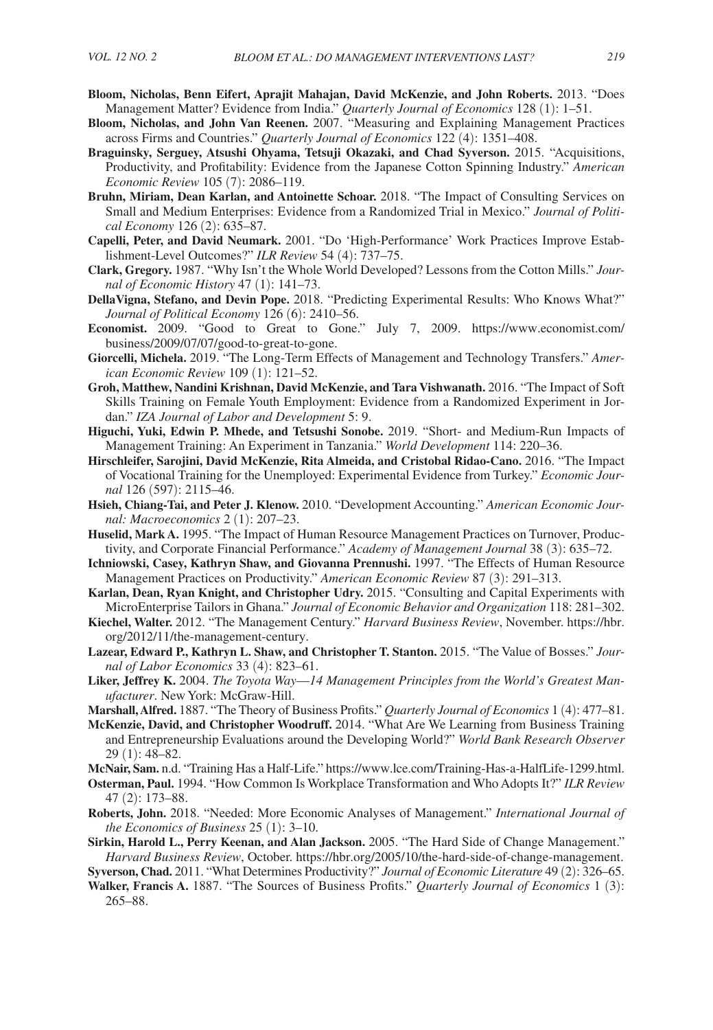**Bloom, Nicholas, Benn Eifert, Aprajit Mahajan, David McKenzie, and John Roberts.** 2013. "Does Management Matter? Evidence from India." *Quarterly Journal of Economics* 128 (1): 1–51.

**Bloom, Nicholas, and John Van Reenen.** 2007. "Measuring and Explaining Management Practices across Firms and Countries." *Quarterly Journal of Economics* 122 (4): 1351–408.

**Braguinsky, Serguey, Atsushi Ohyama, Tetsuji Okazaki, and Chad Syverson.** 2015. "Acquisitions, Productivity, and Profitability: Evidence from the Japanese Cotton Spinning Industry." *American Economic Review* 105 (7): 2086–119.

**Bruhn, Miriam, Dean Karlan, and Antoinette Schoar.** 2018. "The Impact of Consulting Services on Small and Medium Enterprises: Evidence from a Randomized Trial in Mexico." *Journal of Political Economy* 126 (2): 635–87.

**Capelli, Peter, and David Neumark.** 2001. "Do 'High-Performance' Work Practices Improve Establishment-Level Outcomes?" *ILR Review* 54 (4): 737–75.

**Clark, Gregory.** 1987. "Why Isn't the Whole World Developed? Lessons from the Cotton Mills." *Journal of Economic History* 47 (1): 141–73.

**DellaVigna, Stefano, and Devin Pope.** 2018. "Predicting Experimental Results: Who Knows What?" *Journal of Political Economy* 126 (6): 2410–56.

**Economist.** 2009. "Good to Great to Gone." July 7, 2009. https://www.economist.com/business/2009/07/07/good-to-great-to-gone.

**Giorcelli, Michela.** 2019. "The Long-Term Effects of Management and Technology Transfers." *American Economic Review* 109 (1): 121–52.

**Groh, Matthew, Nandini Krishnan, David McKenzie, and Tara Vishwanath.** 2016. "The Impact of Soft Skills Training on Female Youth Employment: Evidence from a Randomized Experiment in Jordan." *IZA Journal of Labor and Development* 5: 9.

**Higuchi, Yuki, Edwin P. Mhede, and Tetsushi Sonobe.** 2019. "Short- and Medium-Run Impacts of Management Training: An Experiment in Tanzania." *World Development* 114: 220–36.

**Hirschleifer, Sarojini, David McKenzie, Rita Almeida, and Cristobal Ridao-Cano.** 2016. "The Impact of Vocational Training for the Unemployed: Experimental Evidence from Turkey." *Economic Journal* 126 (597): 2115–46.

**Hsieh, Chiang-Tai, and Peter J. Klenow.** 2010. "Development Accounting." *American Economic Journal: Macroeconomics* 2 (1): 207–23.

**Huselid, Mark A.** 1995. "The Impact of Human Resource Management Practices on Turnover, Productivity, and Corporate Financial Performance." *Academy of Management Journal* 38 (3): 635–72.

**Ichniowski, Casey, Kathryn Shaw, and Giovanna Prennushi.** 1997. "The Effects of Human Resource Management Practices on Productivity." *American Economic Review* 87 (3): 291–313.

**Karlan, Dean, Ryan Knight, and Christopher Udry.** 2015. "Consulting and Capital Experiments with MicroEnterprise Tailors in Ghana." *Journal of Economic Behavior and Organization* 118: 281–302.

**Kiechel, Walter.** 2012. "The Management Century." *Harvard Business Review*, November. https://hbr.org/2012/11/the-management-century.

**Lazear, Edward P., Kathryn L. Shaw, and Christopher T. Stanton.** 2015. "The Value of Bosses." *Journal of Labor Economics* 33 (4): 823–61.

**Liker, Jeffrey K.** 2004. *The Toyota Way—14 Management Principles from the World's Greatest Manufacturer*. New York: McGraw-Hill.

**Marshall, Alfred.** 1887. "The Theory of Business Profits." *Quarterly Journal of Economics* 1 (4): 477–81.

**McKenzie, David, and Christopher Woodruff.** 2014. "What Are We Learning from Business Training and Entrepreneurship Evaluations around the Developing World?" *World Bank Research Observer* 29 (1): 48–82.

**McNair, Sam.** n.d. "Training Has a Half-Life." https://www.lce.com/Training-Has-a-HalfLife-1299.html.

**Osterman, Paul.** 1994. "How Common Is Workplace Transformation and Who Adopts It?" *ILR Review* 47 (2): 173–88.

**Roberts, John.** 2018. "Needed: More Economic Analyses of Management." *International Journal of the Economics of Business* 25 (1): 3–10.

**Sirkin, Harold L., Perry Keenan, and Alan Jackson.** 2005. "The Hard Side of Change Management." *Harvard Business Review*, October. https://hbr.org/2005/10/the-hard-side-of-change-management.

**Syverson, Chad.** 2011. "What Determines Productivity?" *Journal of Economic Literature* 49 (2): 326–65.

**Walker, Francis A.** 1887. "The Sources of Business Profits." *Quarterly Journal of Economics* 1 (3): 265–88.